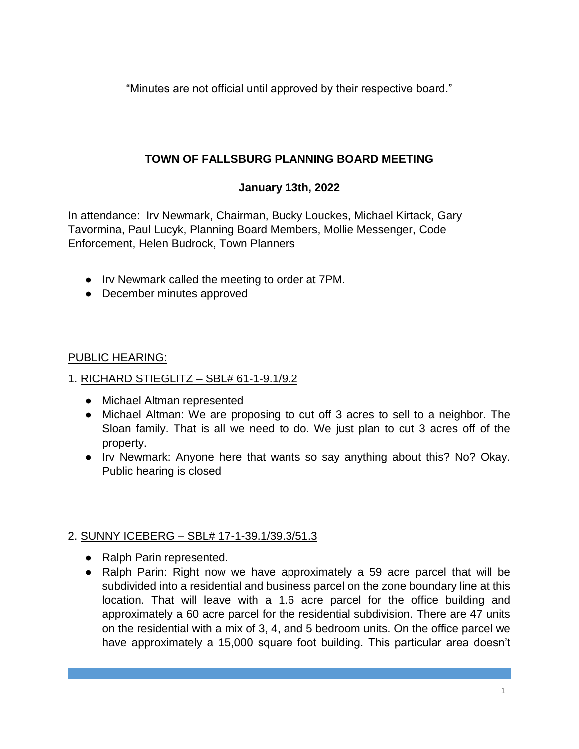"Minutes are not official until approved by their respective board."

# TOWN OF FALLSBURG PLANNING BOARD MEETING

## January 13th, 2022

In attendance: Irv Newmark, Chairman, Bucky Louckes, Michael Kirtack, Gary Tavormina, Paul Lucyk, Planning Board Members, Mollie Messenger, Code Enforcement, Helen Budrock, Town Planners

- Irv Newmark called the meeting to order at 7PM.
- December minutes approved

PUBLIC HEARING:

1. RICHARD STIEGLITZ – SBL# 61-1-9.1/9.2

- Michael Altman represented
- Michael Altman: We are proposing to cut off 3 acres to sell to a neighbor. The Sloan family. That is all we need to do. We just plan to cut 3 acres off of the property.
- Irv Newmark: Anyone here that wants so say anything about this? No? Okay. Public hearing is closed

2. SUNNY ICEBERG – SBL# 17-1-39.1/39.3/51.3

- Ralph Parin represented.
- Ralph Parin: Right now we have approximately a 59 acre parcel that will be subdivided into a residential and business parcel on the zone boundary line at this location. That will leave with a 1.6 acre parcel for the office building and approximately a 60 acre parcel for the residential subdivision. There are 47 units on the residential with a mix of 3, 4, and 5 bedroom units. On the office parcel we have approximately a 15,000 square foot building. This particular area doesn't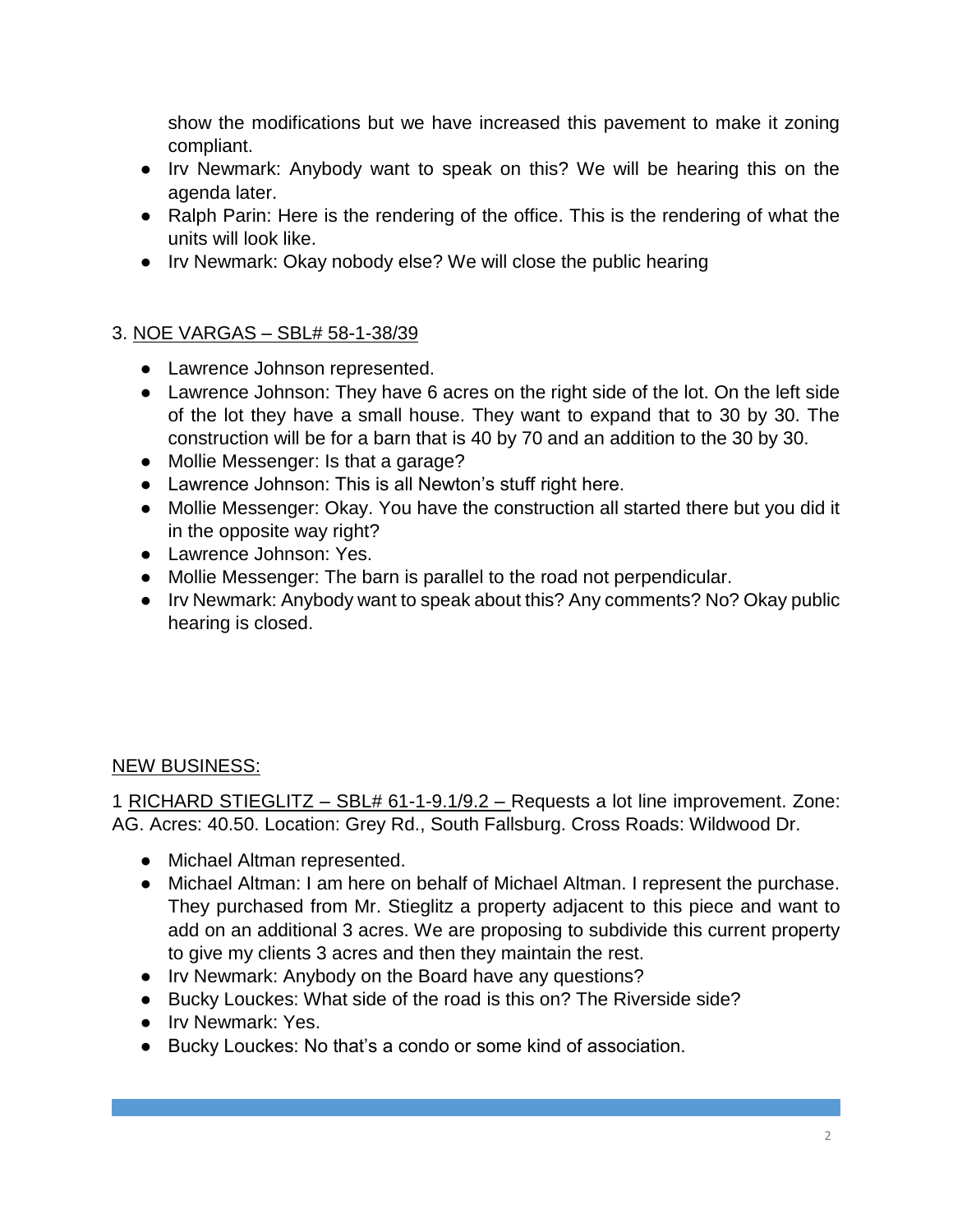show the modifications but we have increased this pavement to make it zoning compliant.

- Irv Newmark: Anybody want to speak on this? We will be hearing this on the agenda later.
- Ralph Parin: Here is the rendering of the office. This is the rendering of what the units will look like.
- Irv Newmark: Okay nobody else? We will close the public hearing

3. NOE VARGAS – SBL# 58-1-38/39

- Lawrence Johnson represented.
- Lawrence Johnson: They have 6 acres on the right side of the lot. On the left side of the lot they have a small house. They want to expand that to 30 by 30. The construction will be for a barn that is 40 by 70 and an addition to the 30 by 30.
- Mollie Messenger: Is that a garage?
- Lawrence Johnson: This is all Newton's stuff right here.
- Mollie Messenger: Okay. You have the construction all started there but you did it in the opposite way right?
- Lawrence Johnson: Yes.
- Mollie Messenger: The barn is parallel to the road not perpendicular.
- Irv Newmark: Anybody want to speak about this? Any comments? No? Okay public hearing is closed.

NEW BUSINESS:

1 RICHARD STIEGLITZ – SBL# 61-1-9.1/9.2 – Requests a lot line improvement. Zone: AG. Acres: 40.50. Location: Grey Rd., South Fallsburg. Cross Roads: Wildwood Dr.

- Michael Altman represented.
- Michael Altman: I am here on behalf of Michael Altman. I represent the purchase. They purchased from Mr. Stieglitz a property adjacent to this piece and want to add on an additional 3 acres. We are proposing to subdivide this current property to give my clients 3 acres and then they maintain the rest.
- Irv Newmark: Anybody on the Board have any questions?
- Bucky Louckes: What side of the road is this on? The Riverside side?
- Irv Newmark: Yes.
- Bucky Louckes: No that's a condo or some kind of association.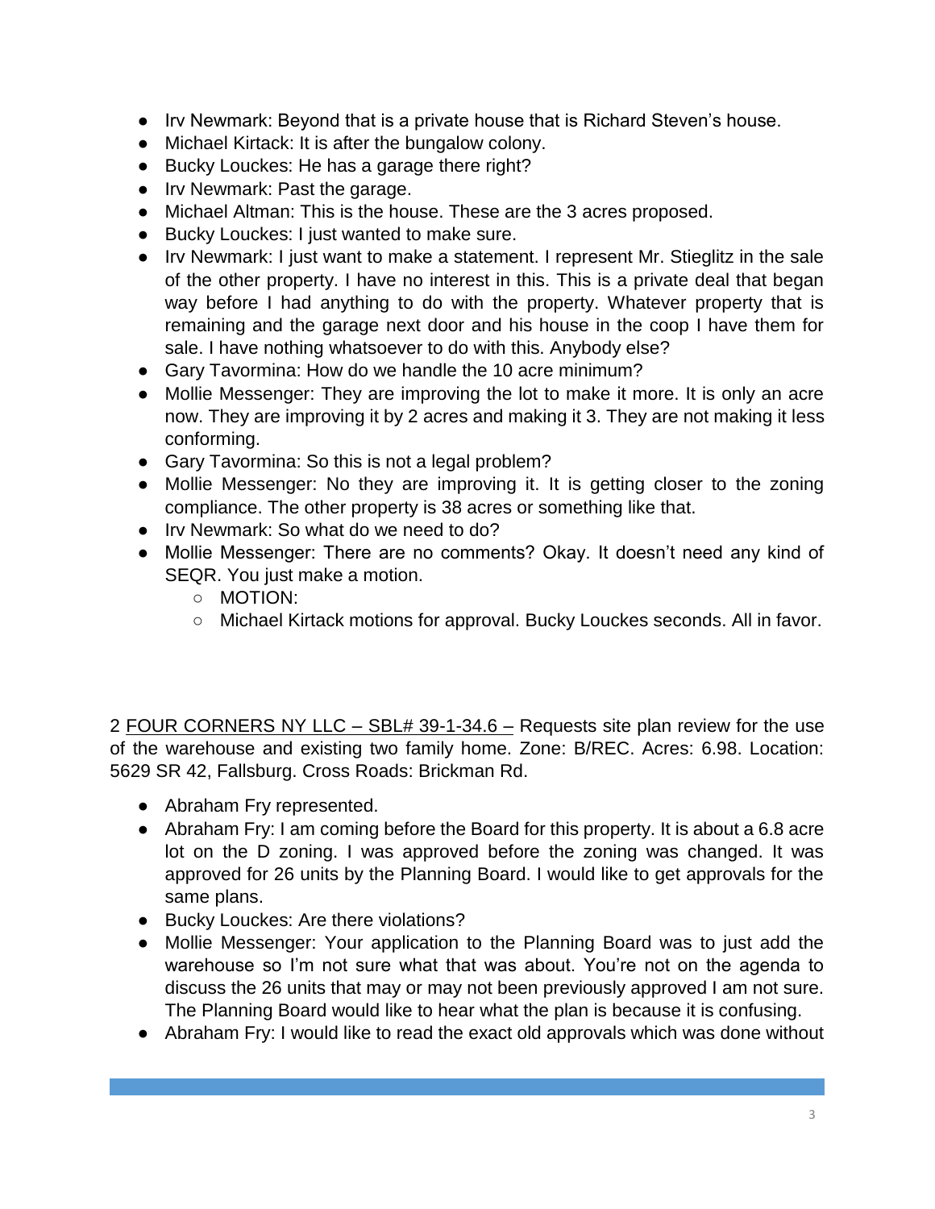- Irv Newmark: Beyond that is a private house that is Richard Steven's house.
- Michael Kirtack: It is after the bungalow colony.
- Bucky Louckes: He has a garage there right?
- Irv Newmark: Past the garage.
- Michael Altman: This is the house. These are the 3 acres proposed.
- Bucky Louckes: I just wanted to make sure.
- Irv Newmark: I just want to make a statement. I represent Mr. Stieglitz in the sale of the other property. I have no interest in this. This is a private deal that began way before I had anything to do with the property. Whatever property that is remaining and the garage next door and his house in the coop I have them for sale. I have nothing whatsoever to do with this. Anybody else?
- Gary Tavormina: How do we handle the 10 acre minimum?
- Mollie Messenger: They are improving the lot to make it more. It is only an acre now. They are improving it by 2 acres and making it 3. They are not making it less conforming.
- Gary Tavormina: So this is not a legal problem?
- Mollie Messenger: No they are improving it. It is getting closer to the zoning compliance. The other property is 38 acres or something like that.
- Irv Newmark: So what do we need to do?
- Mollie Messenger: There are no comments? Okay. It doesn't need any kind of SEQR. You just make a motion.
  - MOTION:
  - Michael Kirtack motions for approval. Bucky Louckes seconds. All in favor.

2 <u>FOUR CORNERS NY LLC – SBL# 39-1-34.6 –</u> Requests site plan review for the use of the warehouse and existing two family home. Zone: B/REC. Acres: 6.98. Location: 5629 SR 42, Fallsburg. Cross Roads: Brickman Rd.

- Abraham Fry represented.
- Abraham Fry: I am coming before the Board for this property. It is about a 6.8 acre lot on the D zoning. I was approved before the zoning was changed. It was approved for 26 units by the Planning Board. I would like to get approvals for the same plans.
- Bucky Louckes: Are there violations?
- Mollie Messenger: Your application to the Planning Board was to just add the warehouse so I'm not sure what that was about. You're not on the agenda to discuss the 26 units that may or may not been previously approved I am not sure. The Planning Board would like to hear what the plan is because it is confusing.
- Abraham Fry: I would like to read the exact old approvals which was done without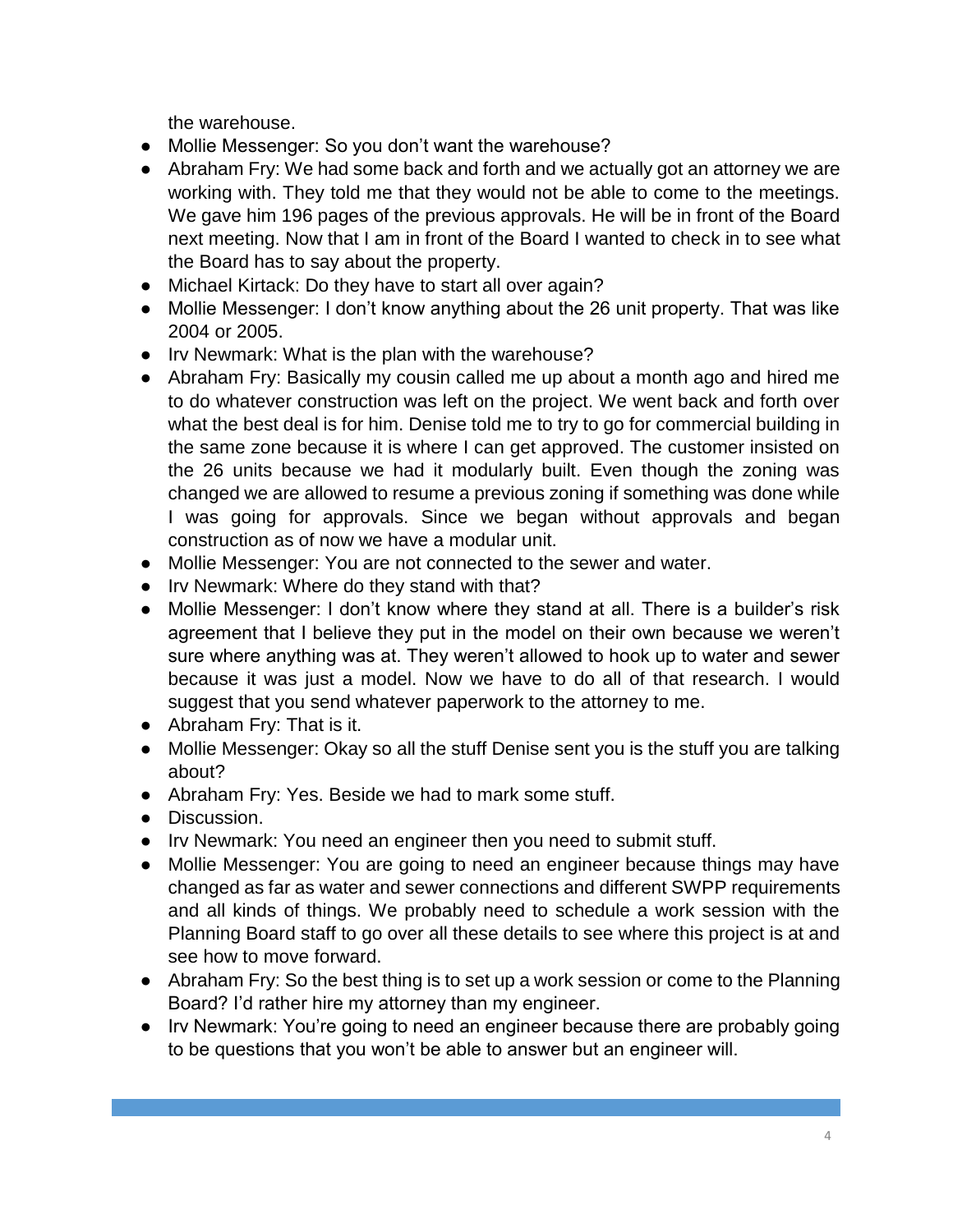the warehouse.

- Mollie Messenger: So you don't want the warehouse?
- Abraham Fry: We had some back and forth and we actually got an attorney we are working with. They told me that they would not be able to come to the meetings. We gave him 196 pages of the previous approvals. He will be in front of the Board next meeting. Now that I am in front of the Board I wanted to check in to see what the Board has to say about the property.
- Michael Kirtack: Do they have to start all over again?
- Mollie Messenger: I don't know anything about the 26 unit property. That was like 2004 or 2005.
- Irv Newmark: What is the plan with the warehouse?
- Abraham Fry: Basically my cousin called me up about a month ago and hired me to do whatever construction was left on the project. We went back and forth over what the best deal is for him. Denise told me to try to go for commercial building in the same zone because it is where I can get approved. The customer insisted on the 26 units because we had it modularly built. Even though the zoning was changed we are allowed to resume a previous zoning if something was done while I was going for approvals. Since we began without approvals and began construction as of now we have a modular unit.
- Mollie Messenger: You are not connected to the sewer and water.
- Irv Newmark: Where do they stand with that?
- Mollie Messenger: I don't know where they stand at all. There is a builder's risk agreement that I believe they put in the model on their own because we weren't sure where anything was at. They weren't allowed to hook up to water and sewer because it was just a model. Now we have to do all of that research. I would suggest that you send whatever paperwork to the attorney to me.
- Abraham Fry: That is it.
- Mollie Messenger: Okay so all the stuff Denise sent you is the stuff you are talking about?
- Abraham Fry: Yes. Beside we had to mark some stuff.
- Discussion.
- Irv Newmark: You need an engineer then you need to submit stuff.
- Mollie Messenger: You are going to need an engineer because things may have changed as far as water and sewer connections and different SWPP requirements and all kinds of things. We probably need to schedule a work session with the Planning Board staff to go over all these details to see where this project is at and see how to move forward.
- Abraham Fry: So the best thing is to set up a work session or come to the Planning Board? I'd rather hire my attorney than my engineer.
- Irv Newmark: You're going to need an engineer because there are probably going to be questions that you won't be able to answer but an engineer will.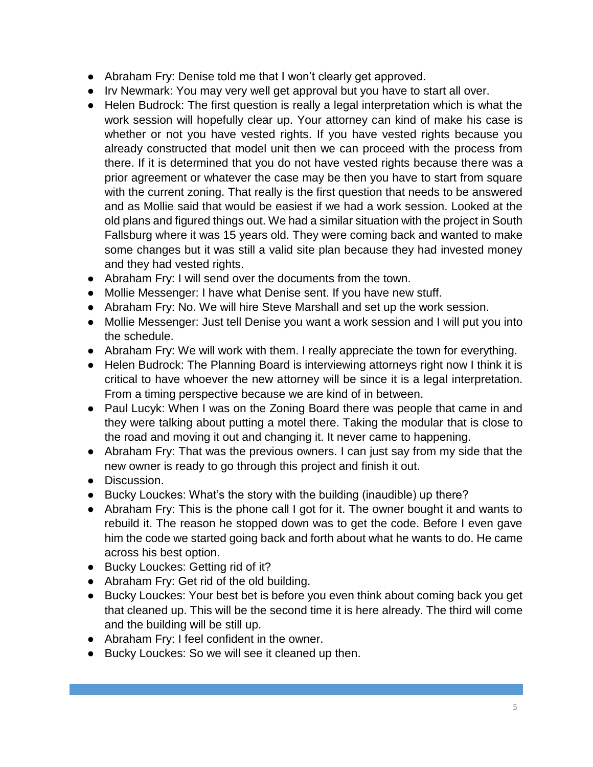- Abraham Fry: Denise told me that I won't clearly get approved.
- Irv Newmark: You may very well get approval but you have to start all over.
- Helen Budrock: The first question is really a legal interpretation which is what the work session will hopefully clear up. Your attorney can kind of make his case is whether or not you have vested rights. If you have vested rights because you already constructed that model unit then we can proceed with the process from there. If it is determined that you do not have vested rights because there was a prior agreement or whatever the case may be then you have to start from square with the current zoning. That really is the first question that needs to be answered and as Mollie said that would be easiest if we had a work session. Looked at the old plans and figured things out. We had a similar situation with the project in South Fallsburg where it was 15 years old. They were coming back and wanted to make some changes but it was still a valid site plan because they had invested money and they had vested rights.
- Abraham Fry: I will send over the documents from the town.
- Mollie Messenger: I have what Denise sent. If you have new stuff.
- Abraham Fry: No. We will hire Steve Marshall and set up the work session.
- Mollie Messenger: Just tell Denise you want a work session and I will put you into the schedule.
- Abraham Fry: We will work with them. I really appreciate the town for everything.
- Helen Budrock: The Planning Board is interviewing attorneys right now I think it is critical to have whoever the new attorney will be since it is a legal interpretation. From a timing perspective because we are kind of in between.
- Paul Lucyk: When I was on the Zoning Board there was people that came in and they were talking about putting a motel there. Taking the modular that is close to the road and moving it out and changing it. It never came to happening.
- Abraham Fry: That was the previous owners. I can just say from my side that the new owner is ready to go through this project and finish it out.
- Discussion.
- Bucky Louckes: What's the story with the building (inaudible) up there?
- Abraham Fry: This is the phone call I got for it. The owner bought it and wants to rebuild it. The reason he stopped down was to get the code. Before I even gave him the code we started going back and forth about what he wants to do. He came across his best option.
- Bucky Louckes: Getting rid of it?
- Abraham Fry: Get rid of the old building.
- Bucky Louckes: Your best bet is before you even think about coming back you get that cleaned up. This will be the second time it is here already. The third will come and the building will be still up.
- Abraham Fry: I feel confident in the owner.
- Bucky Louckes: So we will see it cleaned up then.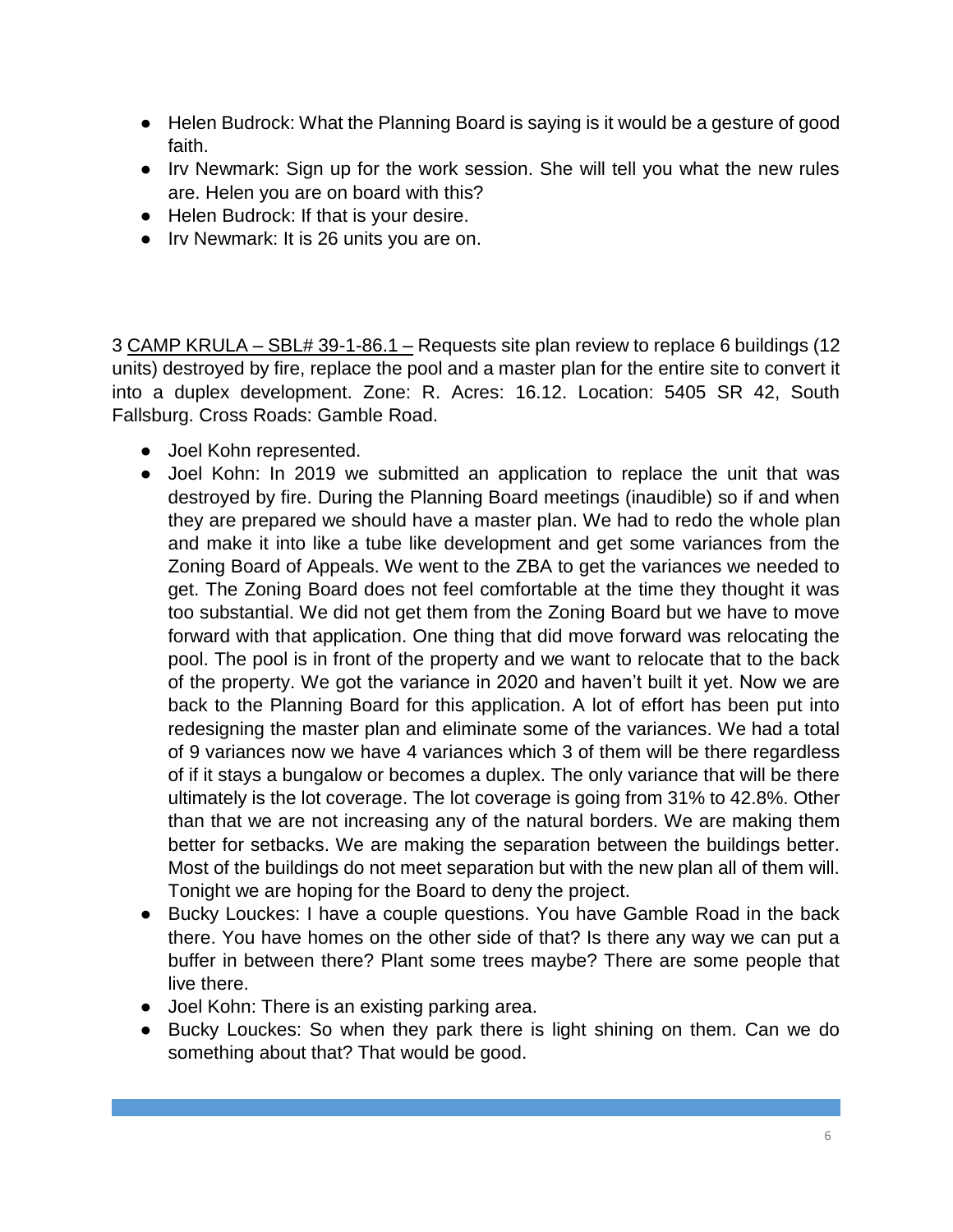- Helen Budrock: What the Planning Board is saying is it would be a gesture of good faith.
- Irv Newmark: Sign up for the work session. She will tell you what the new rules are. Helen you are on board with this?
- Helen Budrock: If that is your desire.
- Irv Newmark: It is 26 units you are on.

3 <u>CAMP KRULA – SBL# 39-1-86.1 –</u> Requests site plan review to replace 6 buildings (12 units) destroyed by fire, replace the pool and a master plan for the entire site to convert it into a duplex development. Zone: R. Acres: 16.12. Location: 5405 SR 42, South Fallsburg. Cross Roads: Gamble Road.

- Joel Kohn represented.
- Joel Kohn: In 2019 we submitted an application to replace the unit that was destroyed by fire. During the Planning Board meetings (inaudible) so if and when they are prepared we should have a master plan. We had to redo the whole plan and make it into like a tube like development and get some variances from the Zoning Board of Appeals. We went to the ZBA to get the variances we needed to get. The Zoning Board does not feel comfortable at the time they thought it was too substantial. We did not get them from the Zoning Board but we have to move forward with that application. One thing that did move forward was relocating the pool. The pool is in front of the property and we want to relocate that to the back of the property. We got the variance in 2020 and haven't built it yet. Now we are back to the Planning Board for this application. A lot of effort has been put into redesigning the master plan and eliminate some of the variances. We had a total of 9 variances now we have 4 variances which 3 of them will be there regardless of if it stays a bungalow or becomes a duplex. The only variance that will be there ultimately is the lot coverage. The lot coverage is going from 31% to 42.8%. Other than that we are not increasing any of the natural borders. We are making them better for setbacks. We are making the separation between the buildings better. Most of the buildings do not meet separation but with the new plan all of them will. Tonight we are hoping for the Board to deny the project.
- Bucky Louckes: I have a couple questions. You have Gamble Road in the back there. You have homes on the other side of that? Is there any way we can put a buffer in between there? Plant some trees maybe? There are some people that live there.
- Joel Kohn: There is an existing parking area.
- Bucky Louckes: So when they park there is light shining on them. Can we do something about that? That would be good.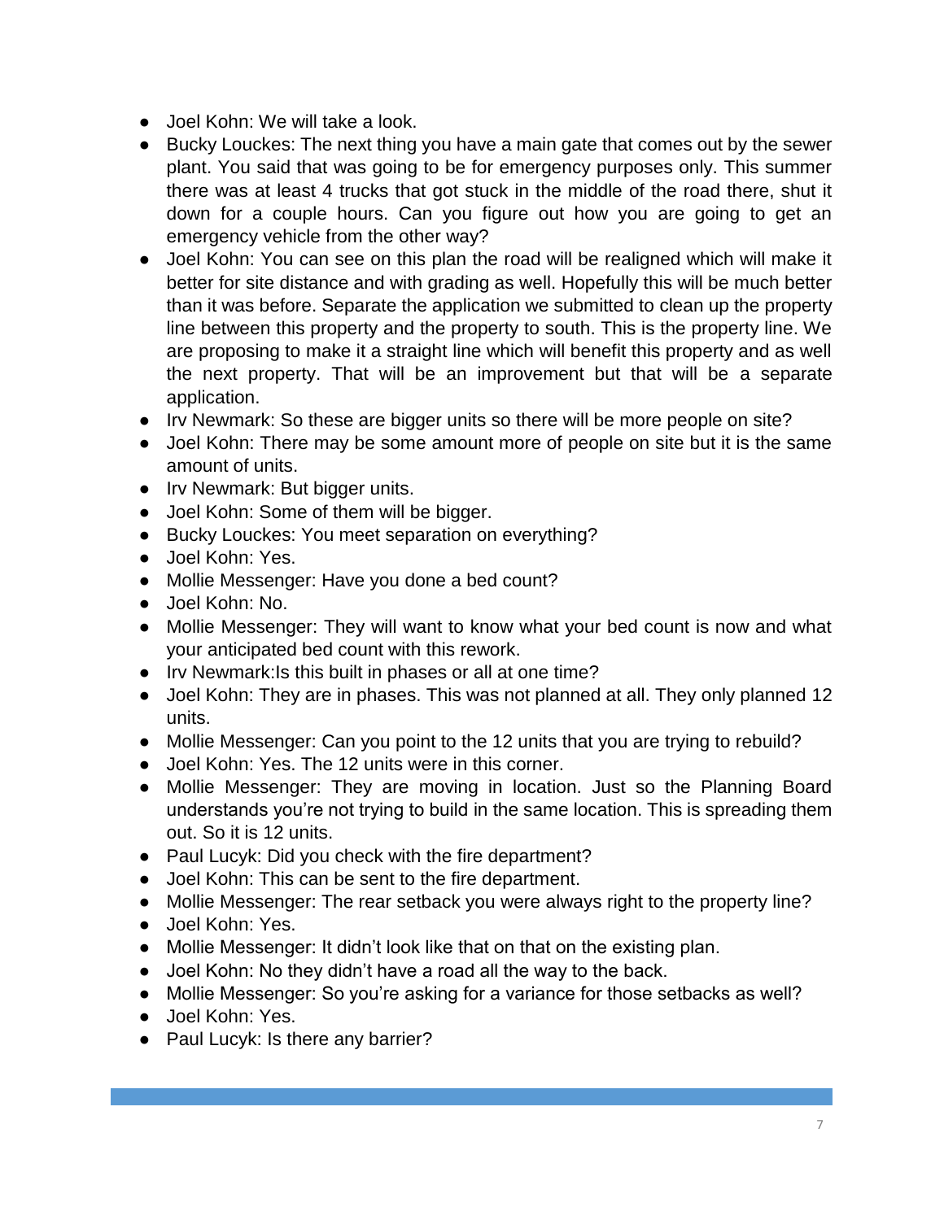- Joel Kohn: We will take a look.
- Bucky Louckes: The next thing you have a main gate that comes out by the sewer plant. You said that was going to be for emergency purposes only. This summer there was at least 4 trucks that got stuck in the middle of the road there, shut it down for a couple hours. Can you figure out how you are going to get an emergency vehicle from the other way?
- Joel Kohn: You can see on this plan the road will be realigned which will make it better for site distance and with grading as well. Hopefully this will be much better than it was before. Separate the application we submitted to clean up the property line between this property and the property to south. This is the property line. We are proposing to make it a straight line which will benefit this property and as well the next property. That will be an improvement but that will be a separate application.
- Irv Newmark: So these are bigger units so there will be more people on site?
- Joel Kohn: There may be some amount more of people on site but it is the same amount of units.
- Irv Newmark: But bigger units.
- Joel Kohn: Some of them will be bigger.
- Bucky Louckes: You meet separation on everything?
- Joel Kohn: Yes.
- Mollie Messenger: Have you done a bed count?
- Joel Kohn: No.
- Mollie Messenger: They will want to know what your bed count is now and what your anticipated bed count with this rework.
- Irv Newmark:Is this built in phases or all at one time?
- Joel Kohn: They are in phases. This was not planned at all. They only planned 12 units.
- Mollie Messenger: Can you point to the 12 units that you are trying to rebuild?
- Joel Kohn: Yes. The 12 units were in this corner.
- Mollie Messenger: They are moving in location. Just so the Planning Board understands you're not trying to build in the same location. This is spreading them out. So it is 12 units.
- Paul Lucyk: Did you check with the fire department?
- Joel Kohn: This can be sent to the fire department.
- Mollie Messenger: The rear setback you were always right to the property line?
- Joel Kohn: Yes.
- Mollie Messenger: It didn't look like that on that on the existing plan.
- Joel Kohn: No they didn't have a road all the way to the back.
- Mollie Messenger: So you're asking for a variance for those setbacks as well?
- Joel Kohn: Yes.
- Paul Lucyk: Is there any barrier?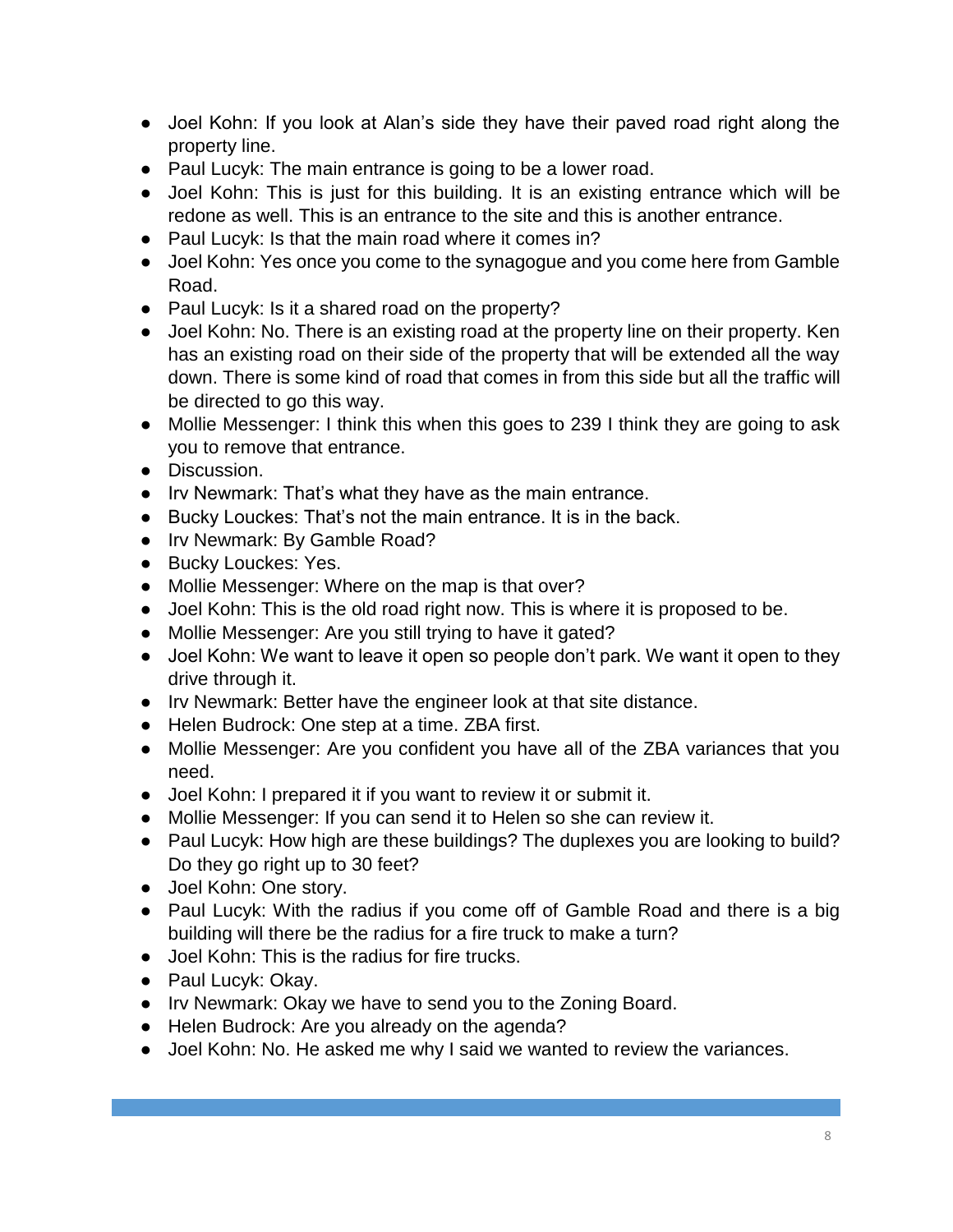- Joel Kohn: If you look at Alan's side they have their paved road right along the property line.
- Paul Lucyk: The main entrance is going to be a lower road.
- Joel Kohn: This is just for this building. It is an existing entrance which will be redone as well. This is an entrance to the site and this is another entrance.
- Paul Lucyk: Is that the main road where it comes in?
- Joel Kohn: Yes once you come to the synagogue and you come here from Gamble Road.
- Paul Lucyk: Is it a shared road on the property?
- Joel Kohn: No. There is an existing road at the property line on their property. Ken has an existing road on their side of the property that will be extended all the way down. There is some kind of road that comes in from this side but all the traffic will be directed to go this way.
- Mollie Messenger: I think this when this goes to 239 I think they are going to ask you to remove that entrance.
- Discussion.
- Irv Newmark: That's what they have as the main entrance.
- Bucky Louckes: That's not the main entrance. It is in the back.
- Irv Newmark: By Gamble Road?
- Bucky Louckes: Yes.
- Mollie Messenger: Where on the map is that over?
- Joel Kohn: This is the old road right now. This is where it is proposed to be.
- Mollie Messenger: Are you still trying to have it gated?
- Joel Kohn: We want to leave it open so people don't park. We want it open to they drive through it.
- Irv Newmark: Better have the engineer look at that site distance.
- Helen Budrock: One step at a time. ZBA first.
- Mollie Messenger: Are you confident you have all of the ZBA variances that you need.
- Joel Kohn: I prepared it if you want to review it or submit it.
- Mollie Messenger: If you can send it to Helen so she can review it.
- Paul Lucyk: How high are these buildings? The duplexes you are looking to build? Do they go right up to 30 feet?
- Joel Kohn: One story.
- Paul Lucyk: With the radius if you come off of Gamble Road and there is a big building will there be the radius for a fire truck to make a turn?
- Joel Kohn: This is the radius for fire trucks.
- Paul Lucyk: Okay.
- Irv Newmark: Okay we have to send you to the Zoning Board.
- Helen Budrock: Are you already on the agenda?
- Joel Kohn: No. He asked me why I said we wanted to review the variances.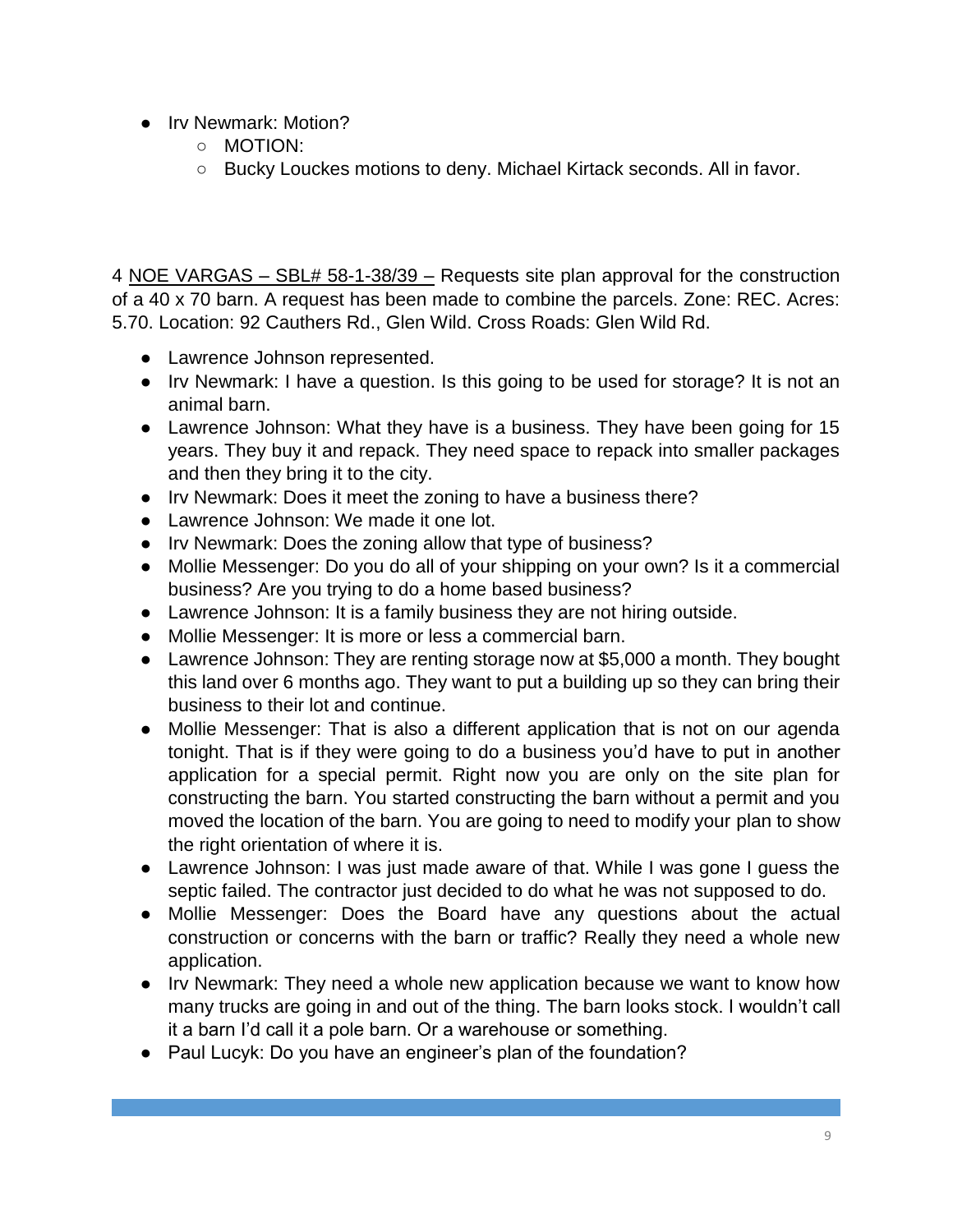- Irv Newmark: Motion?
  - MOTION:
  - Bucky Louckes motions to deny. Michael Kirtack seconds. All in favor.

4 <u>NOE VARGAS – SBL# 58-1-38/39 –</u> Requests site plan approval for the construction of a 40 x 70 barn. A request has been made to combine the parcels. Zone: REC. Acres: 5.70. Location: 92 Cauthers Rd., Glen Wild. Cross Roads: Glen Wild Rd.

- Lawrence Johnson represented.
- Irv Newmark: I have a question. Is this going to be used for storage? It is not an animal barn.
- Lawrence Johnson: What they have is a business. They have been going for 15 years. They buy it and repack. They need space to repack into smaller packages and then they bring it to the city.
- Irv Newmark: Does it meet the zoning to have a business there?
- Lawrence Johnson: We made it one lot.
- Irv Newmark: Does the zoning allow that type of business?
- Mollie Messenger: Do you do all of your shipping on your own? Is it a commercial business? Are you trying to do a home based business?
- Lawrence Johnson: It is a family business they are not hiring outside.
- Mollie Messenger: It is more or less a commercial barn.
- Lawrence Johnson: They are renting storage now at $5,000 a month. They bought this land over 6 months ago. They want to put a building up so they can bring their business to their lot and continue.
- Mollie Messenger: That is also a different application that is not on our agenda tonight. That is if they were going to do a business you'd have to put in another application for a special permit. Right now you are only on the site plan for constructing the barn. You started constructing the barn without a permit and you moved the location of the barn. You are going to need to modify your plan to show the right orientation of where it is.
- Lawrence Johnson: I was just made aware of that. While I was gone I guess the septic failed. The contractor just decided to do what he was not supposed to do.
- Mollie Messenger: Does the Board have any questions about the actual construction or concerns with the barn or traffic? Really they need a whole new application.
- Irv Newmark: They need a whole new application because we want to know how many trucks are going in and out of the thing. The barn looks stock. I wouldn't call it a barn I'd call it a pole barn. Or a warehouse or something.
- Paul Lucyk: Do you have an engineer's plan of the foundation?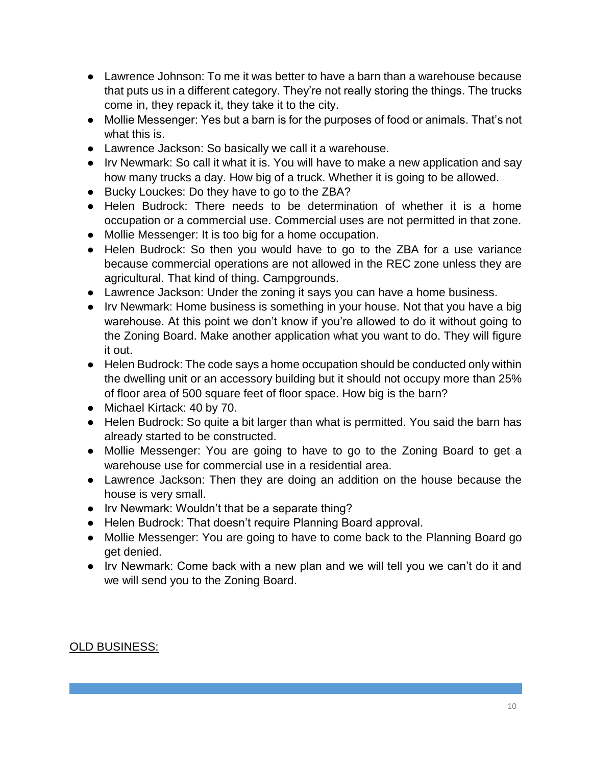- Lawrence Johnson: To me it was better to have a barn than a warehouse because that puts us in a different category. They're not really storing the things. The trucks come in, they repack it, they take it to the city.
- Mollie Messenger: Yes but a barn is for the purposes of food or animals. That's not what this is.
- Lawrence Jackson: So basically we call it a warehouse.
- Irv Newmark: So call it what it is. You will have to make a new application and say how many trucks a day. How big of a truck. Whether it is going to be allowed.
- Bucky Louckes: Do they have to go to the ZBA?
- Helen Budrock: There needs to be determination of whether it is a home occupation or a commercial use. Commercial uses are not permitted in that zone.
- Mollie Messenger: It is too big for a home occupation.
- Helen Budrock: So then you would have to go to the ZBA for a use variance because commercial operations are not allowed in the REC zone unless they are agricultural. That kind of thing. Campgrounds.
- Lawrence Jackson: Under the zoning it says you can have a home business.
- Irv Newmark: Home business is something in your house. Not that you have a big warehouse. At this point we don't know if you're allowed to do it without going to the Zoning Board. Make another application what you want to do. They will figure it out.
- Helen Budrock: The code says a home occupation should be conducted only within the dwelling unit or an accessory building but it should not occupy more than 25% of floor area of 500 square feet of floor space. How big is the barn?
- Michael Kirtack: 40 by 70.
- Helen Budrock: So quite a bit larger than what is permitted. You said the barn has already started to be constructed.
- Mollie Messenger: You are going to have to go to the Zoning Board to get a warehouse use for commercial use in a residential area.
- Lawrence Jackson: Then they are doing an addition on the house because the house is very small.
- Irv Newmark: Wouldn't that be a separate thing?
- Helen Budrock: That doesn't require Planning Board approval.
- Mollie Messenger: You are going to have to come back to the Planning Board go get denied.
- Irv Newmark: Come back with a new plan and we will tell you we can't do it and we will send you to the Zoning Board.

OLD BUSINESS: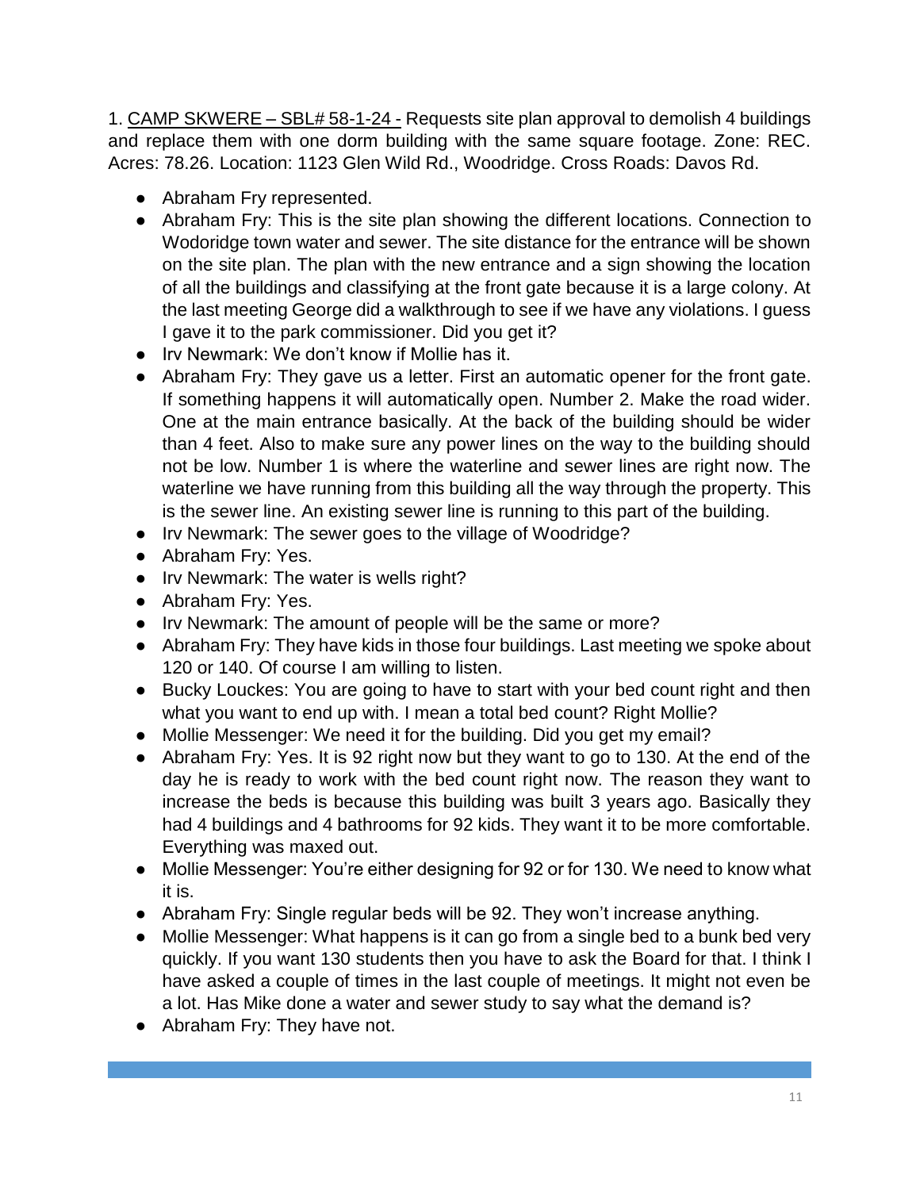1. <u>CAMP SKWERE – SBL# 58-1-24 -</u> Requests site plan approval to demolish 4 buildings and replace them with one dorm building with the same square footage. Zone: REC. Acres: 78.26. Location: 1123 Glen Wild Rd., Woodridge. Cross Roads: Davos Rd.

- Abraham Fry represented.
- Abraham Fry: This is the site plan showing the different locations. Connection to Wodoridge town water and sewer. The site distance for the entrance will be shown on the site plan. The plan with the new entrance and a sign showing the location of all the buildings and classifying at the front gate because it is a large colony. At the last meeting George did a walkthrough to see if we have any violations. I guess I gave it to the park commissioner. Did you get it?
- Irv Newmark: We don't know if Mollie has it.
- Abraham Fry: They gave us a letter. First an automatic opener for the front gate. If something happens it will automatically open. Number 2. Make the road wider. One at the main entrance basically. At the back of the building should be wider than 4 feet. Also to make sure any power lines on the way to the building should not be low. Number 1 is where the waterline and sewer lines are right now. The waterline we have running from this building all the way through the property. This is the sewer line. An existing sewer line is running to this part of the building.
- Irv Newmark: The sewer goes to the village of Woodridge?
- Abraham Fry: Yes.
- Irv Newmark: The water is wells right?
- Abraham Fry: Yes.
- Irv Newmark: The amount of people will be the same or more?
- Abraham Fry: They have kids in those four buildings. Last meeting we spoke about 120 or 140. Of course I am willing to listen.
- Bucky Louckes: You are going to have to start with your bed count right and then what you want to end up with. I mean a total bed count? Right Mollie?
- Mollie Messenger: We need it for the building. Did you get my email?
- Abraham Fry: Yes. It is 92 right now but they want to go to 130. At the end of the day he is ready to work with the bed count right now. The reason they want to increase the beds is because this building was built 3 years ago. Basically they had 4 buildings and 4 bathrooms for 92 kids. They want it to be more comfortable. Everything was maxed out.
- Mollie Messenger: You're either designing for 92 or for 130. We need to know what it is.
- Abraham Fry: Single regular beds will be 92. They won't increase anything.
- Mollie Messenger: What happens is it can go from a single bed to a bunk bed very quickly. If you want 130 students then you have to ask the Board for that. I think I have asked a couple of times in the last couple of meetings. It might not even be a lot. Has Mike done a water and sewer study to say what the demand is?
- Abraham Fry: They have not.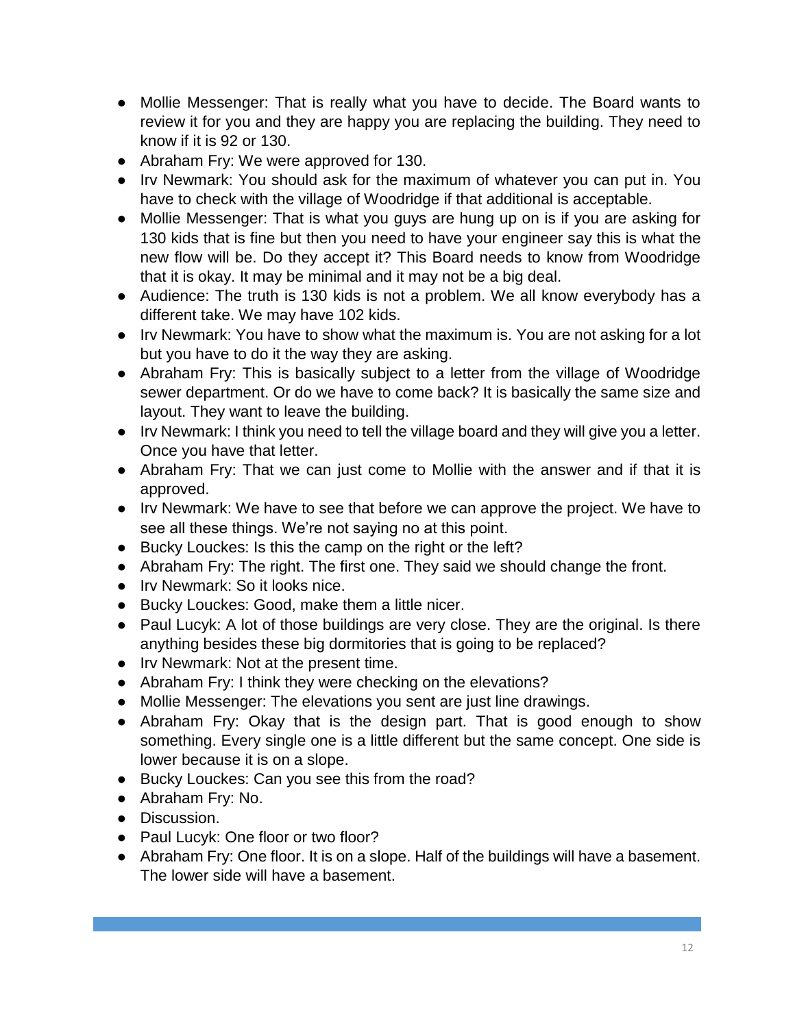- Mollie Messenger: That is really what you have to decide. The Board wants to review it for you and they are happy you are replacing the building. They need to know if it is 92 or 130.
- Abraham Fry: We were approved for 130.
- Irv Newmark: You should ask for the maximum of whatever you can put in. You have to check with the village of Woodridge if that additional is acceptable.
- Mollie Messenger: That is what you guys are hung up on is if you are asking for 130 kids that is fine but then you need to have your engineer say this is what the new flow will be. Do they accept it? This Board needs to know from Woodridge that it is okay. It may be minimal and it may not be a big deal.
- Audience: The truth is 130 kids is not a problem. We all know everybody has a different take. We may have 102 kids.
- Irv Newmark: You have to show what the maximum is. You are not asking for a lot but you have to do it the way they are asking.
- Abraham Fry: This is basically subject to a letter from the village of Woodridge sewer department. Or do we have to come back? It is basically the same size and layout. They want to leave the building.
- Irv Newmark: I think you need to tell the village board and they will give you a letter. Once you have that letter.
- Abraham Fry: That we can just come to Mollie with the answer and if that it is approved.
- Irv Newmark: We have to see that before we can approve the project. We have to see all these things. We're not saying no at this point.
- Bucky Louckes: Is this the camp on the right or the left?
- Abraham Fry: The right. The first one. They said we should change the front.
- Irv Newmark: So it looks nice.
- Bucky Louckes: Good, make them a little nicer.
- Paul Lucyk: A lot of those buildings are very close. They are the original. Is there anything besides these big dormitories that is going to be replaced?
- Irv Newmark: Not at the present time.
- Abraham Fry: I think they were checking on the elevations?
- Mollie Messenger: The elevations you sent are just line drawings.
- Abraham Fry: Okay that is the design part. That is good enough to show something. Every single one is a little different but the same concept. One side is lower because it is on a slope.
- Bucky Louckes: Can you see this from the road?
- Abraham Fry: No.
- Discussion.
- Paul Lucyk: One floor or two floor?
- Abraham Fry: One floor. It is on a slope. Half of the buildings will have a basement. The lower side will have a basement.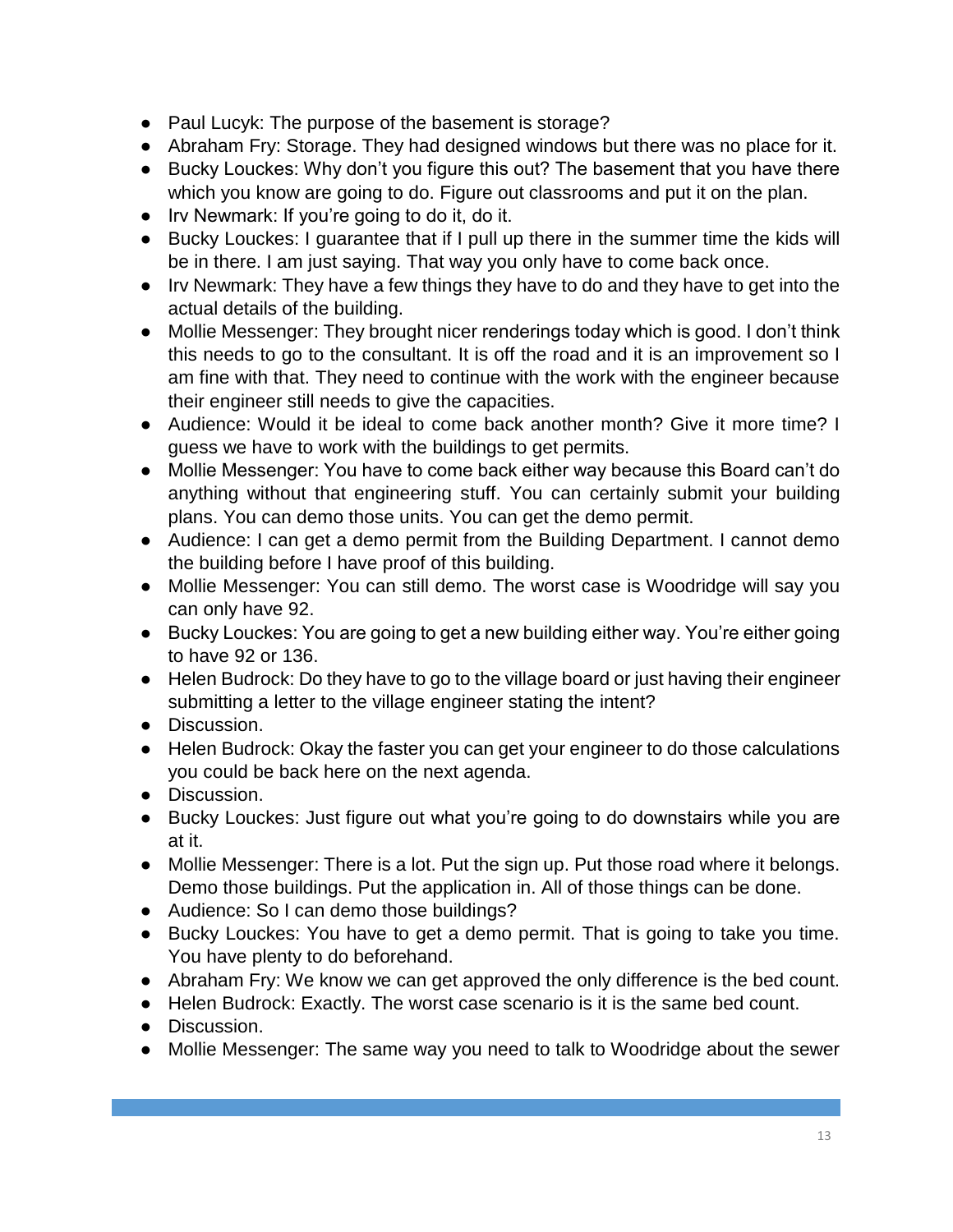- Paul Lucyk: The purpose of the basement is storage?
- Abraham Fry: Storage. They had designed windows but there was no place for it.
- Bucky Louckes: Why don't you figure this out? The basement that you have there which you know are going to do. Figure out classrooms and put it on the plan.
- Irv Newmark: If you're going to do it, do it.
- Bucky Louckes: I guarantee that if I pull up there in the summer time the kids will be in there. I am just saying. That way you only have to come back once.
- Irv Newmark: They have a few things they have to do and they have to get into the actual details of the building.
- Mollie Messenger: They brought nicer renderings today which is good. I don't think this needs to go to the consultant. It is off the road and it is an improvement so I am fine with that. They need to continue with the work with the engineer because their engineer still needs to give the capacities.
- Audience: Would it be ideal to come back another month? Give it more time? I guess we have to work with the buildings to get permits.
- Mollie Messenger: You have to come back either way because this Board can't do anything without that engineering stuff. You can certainly submit your building plans. You can demo those units. You can get the demo permit.
- Audience: I can get a demo permit from the Building Department. I cannot demo the building before I have proof of this building.
- Mollie Messenger: You can still demo. The worst case is Woodridge will say you can only have 92.
- Bucky Louckes: You are going to get a new building either way. You're either going to have 92 or 136.
- Helen Budrock: Do they have to go to the village board or just having their engineer submitting a letter to the village engineer stating the intent?
- Discussion.
- Helen Budrock: Okay the faster you can get your engineer to do those calculations you could be back here on the next agenda.
- Discussion.
- Bucky Louckes: Just figure out what you're going to do downstairs while you are at it.
- Mollie Messenger: There is a lot. Put the sign up. Put those road where it belongs. Demo those buildings. Put the application in. All of those things can be done.
- Audience: So I can demo those buildings?
- Bucky Louckes: You have to get a demo permit. That is going to take you time. You have plenty to do beforehand.
- Abraham Fry: We know we can get approved the only difference is the bed count.
- Helen Budrock: Exactly. The worst case scenario is it is the same bed count.
- Discussion.
- Mollie Messenger: The same way you need to talk to Woodridge about the sewer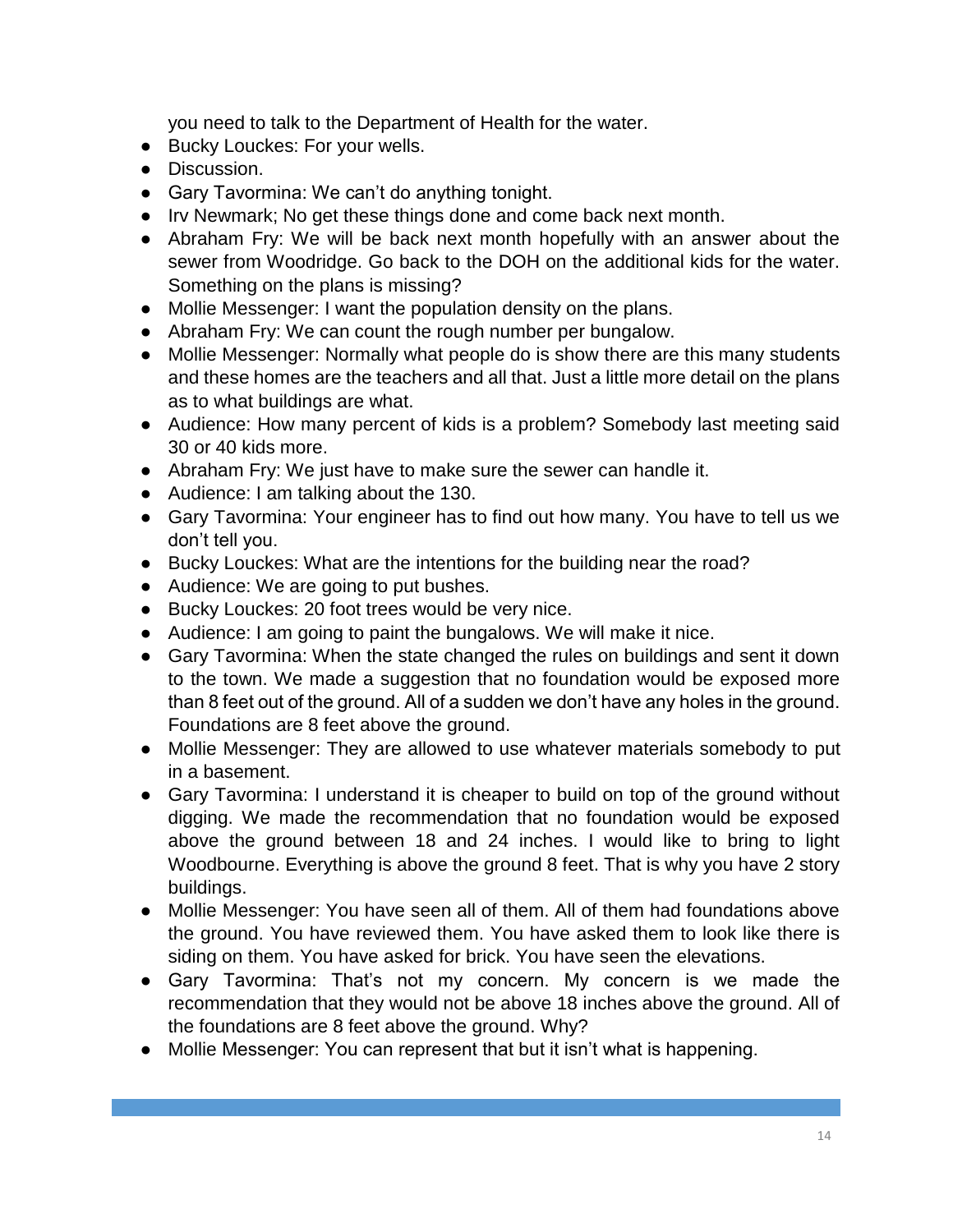you need to talk to the Department of Health for the water.

- Bucky Louckes: For your wells.
- Discussion.
- Gary Tavormina: We can't do anything tonight.
- Irv Newmark; No get these things done and come back next month.
- Abraham Fry: We will be back next month hopefully with an answer about the sewer from Woodridge. Go back to the DOH on the additional kids for the water. Something on the plans is missing?
- Mollie Messenger: I want the population density on the plans.
- Abraham Fry: We can count the rough number per bungalow.
- Mollie Messenger: Normally what people do is show there are this many students and these homes are the teachers and all that. Just a little more detail on the plans as to what buildings are what.
- Audience: How many percent of kids is a problem? Somebody last meeting said 30 or 40 kids more.
- Abraham Fry: We just have to make sure the sewer can handle it.
- Audience: I am talking about the 130.
- Gary Tavormina: Your engineer has to find out how many. You have to tell us we don't tell you.
- Bucky Louckes: What are the intentions for the building near the road?
- Audience: We are going to put bushes.
- Bucky Louckes: 20 foot trees would be very nice.
- Audience: I am going to paint the bungalows. We will make it nice.
- Gary Tavormina: When the state changed the rules on buildings and sent it down to the town. We made a suggestion that no foundation would be exposed more than 8 feet out of the ground. All of a sudden we don't have any holes in the ground. Foundations are 8 feet above the ground.
- Mollie Messenger: They are allowed to use whatever materials somebody to put in a basement.
- Gary Tavormina: I understand it is cheaper to build on top of the ground without digging. We made the recommendation that no foundation would be exposed above the ground between 18 and 24 inches. I would like to bring to light Woodbourne. Everything is above the ground 8 feet. That is why you have 2 story buildings.
- Mollie Messenger: You have seen all of them. All of them had foundations above the ground. You have reviewed them. You have asked them to look like there is siding on them. You have asked for brick. You have seen the elevations.
- Gary Tavormina: That's not my concern. My concern is we made the recommendation that they would not be above 18 inches above the ground. All of the foundations are 8 feet above the ground. Why?
- Mollie Messenger: You can represent that but it isn't what is happening.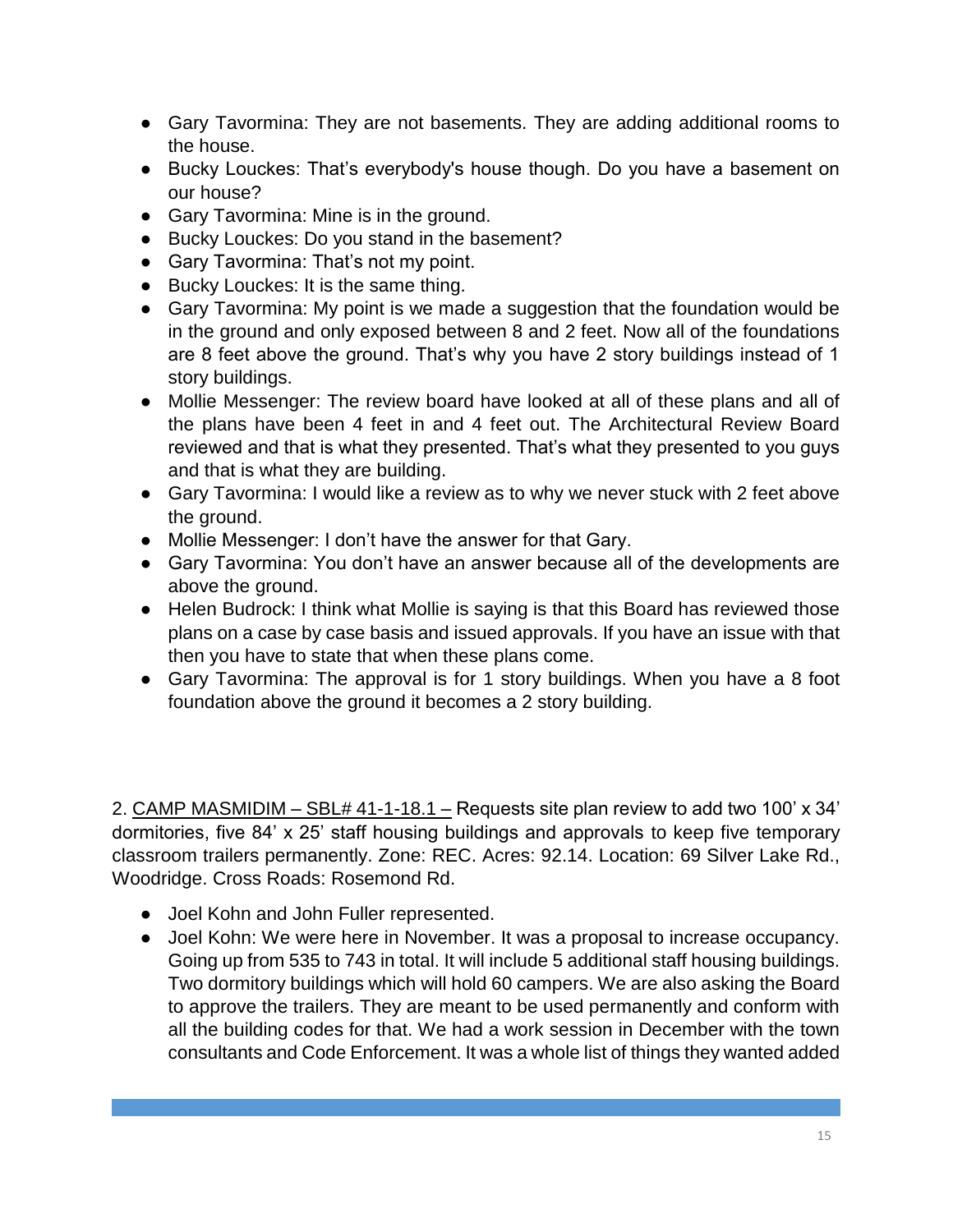- Gary Tavormina: They are not basements. They are adding additional rooms to the house.
- Bucky Louckes: That's everybody's house though. Do you have a basement on our house?
- Gary Tavormina: Mine is in the ground.
- Bucky Louckes: Do you stand in the basement?
- Gary Tavormina: That's not my point.
- Bucky Louckes: It is the same thing.
- Gary Tavormina: My point is we made a suggestion that the foundation would be in the ground and only exposed between 8 and 2 feet. Now all of the foundations are 8 feet above the ground. That's why you have 2 story buildings instead of 1 story buildings.
- Mollie Messenger: The review board have looked at all of these plans and all of the plans have been 4 feet in and 4 feet out. The Architectural Review Board reviewed and that is what they presented. That's what they presented to you guys and that is what they are building.
- Gary Tavormina: I would like a review as to why we never stuck with 2 feet above the ground.
- Mollie Messenger: I don't have the answer for that Gary.
- Gary Tavormina: You don't have an answer because all of the developments are above the ground.
- Helen Budrock: I think what Mollie is saying is that this Board has reviewed those plans on a case by case basis and issued approvals. If you have an issue with that then you have to state that when these plans come.
- Gary Tavormina: The approval is for 1 story buildings. When you have a 8 foot foundation above the ground it becomes a 2 story building.

2. <u>CAMP MASMIDIM – SBL# 41-1-18.1 –</u> Requests site plan review to add two 100' x 34' dormitories, five 84' x 25' staff housing buildings and approvals to keep five temporary classroom trailers permanently. Zone: REC. Acres: 92.14. Location: 69 Silver Lake Rd., Woodridge. Cross Roads: Rosemond Rd.

- Joel Kohn and John Fuller represented.
- Joel Kohn: We were here in November. It was a proposal to increase occupancy. Going up from 535 to 743 in total. It will include 5 additional staff housing buildings. Two dormitory buildings which will hold 60 campers. We are also asking the Board to approve the trailers. They are meant to be used permanently and conform with all the building codes for that. We had a work session in December with the town consultants and Code Enforcement. It was a whole list of things they wanted added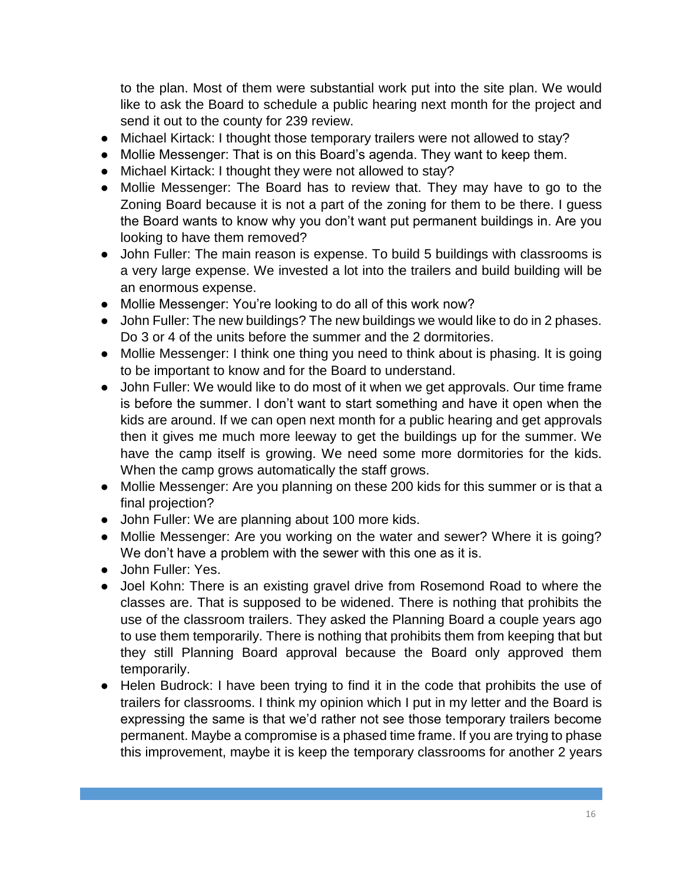to the plan. Most of them were substantial work put into the site plan. We would like to ask the Board to schedule a public hearing next month for the project and send it out to the county for 239 review.

- Michael Kirtack: I thought those temporary trailers were not allowed to stay?
- Mollie Messenger: That is on this Board's agenda. They want to keep them.
- Michael Kirtack: I thought they were not allowed to stay?
- Mollie Messenger: The Board has to review that. They may have to go to the Zoning Board because it is not a part of the zoning for them to be there. I guess the Board wants to know why you don't want put permanent buildings in. Are you looking to have them removed?
- John Fuller: The main reason is expense. To build 5 buildings with classrooms is a very large expense. We invested a lot into the trailers and build building will be an enormous expense.
- Mollie Messenger: You're looking to do all of this work now?
- John Fuller: The new buildings? The new buildings we would like to do in 2 phases. Do 3 or 4 of the units before the summer and the 2 dormitories.
- Mollie Messenger: I think one thing you need to think about is phasing. It is going to be important to know and for the Board to understand.
- John Fuller: We would like to do most of it when we get approvals. Our time frame is before the summer. I don't want to start something and have it open when the kids are around. If we can open next month for a public hearing and get approvals then it gives me much more leeway to get the buildings up for the summer. We have the camp itself is growing. We need some more dormitories for the kids. When the camp grows automatically the staff grows.
- Mollie Messenger: Are you planning on these 200 kids for this summer or is that a final projection?
- John Fuller: We are planning about 100 more kids.
- Mollie Messenger: Are you working on the water and sewer? Where it is going? We don't have a problem with the sewer with this one as it is.
- John Fuller: Yes.
- Joel Kohn: There is an existing gravel drive from Rosemond Road to where the classes are. That is supposed to be widened. There is nothing that prohibits the use of the classroom trailers. They asked the Planning Board a couple years ago to use them temporarily. There is nothing that prohibits them from keeping that but they still Planning Board approval because the Board only approved them temporarily.
- Helen Budrock: I have been trying to find it in the code that prohibits the use of trailers for classrooms. I think my opinion which I put in my letter and the Board is expressing the same is that we'd rather not see those temporary trailers become permanent. Maybe a compromise is a phased time frame. If you are trying to phase this improvement, maybe it is keep the temporary classrooms for another 2 years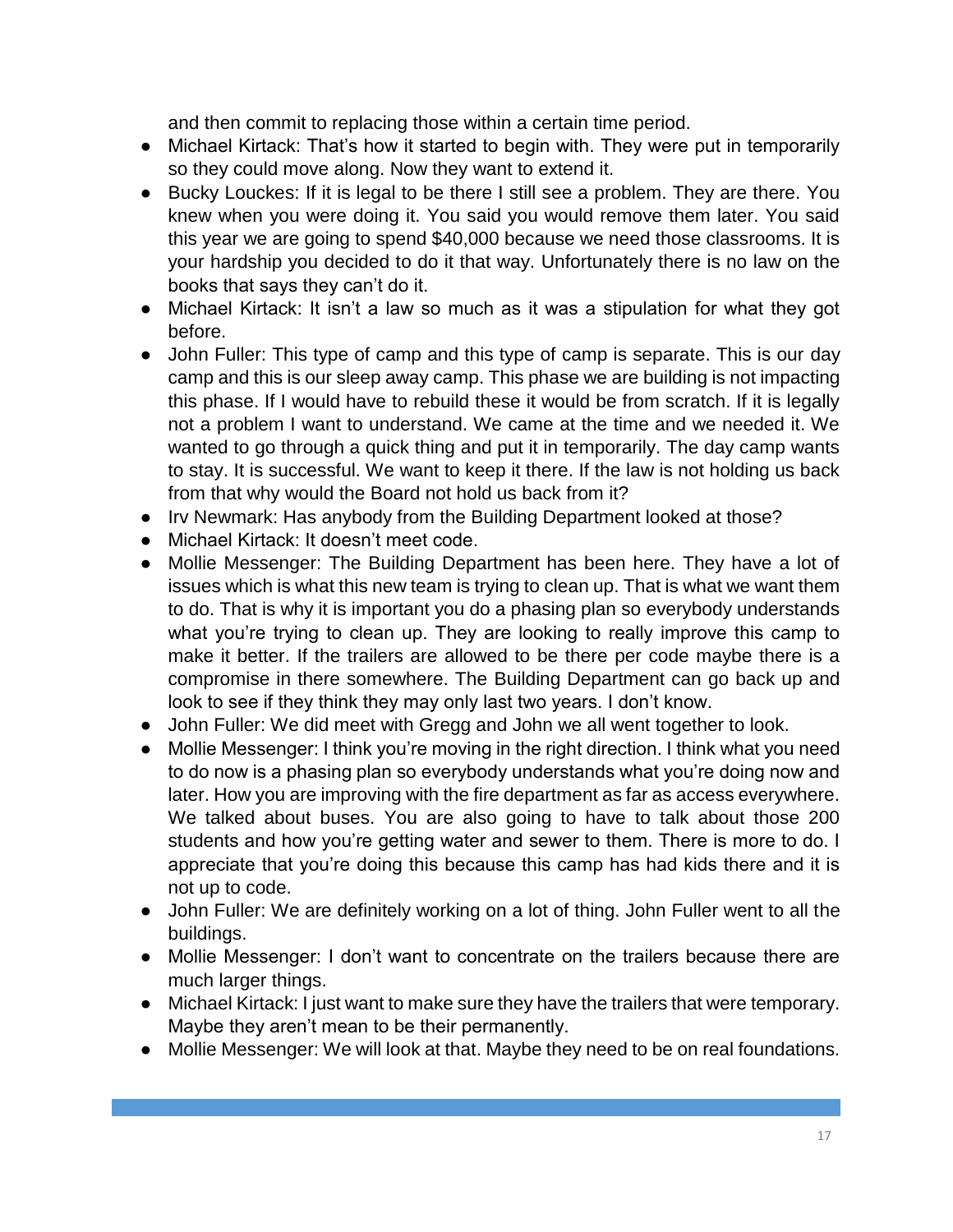and then commit to replacing those within a certain time period.

- Michael Kirtack: That's how it started to begin with. They were put in temporarily so they could move along. Now they want to extend it.
- Bucky Louckes: If it is legal to be there I still see a problem. They are there. You knew when you were doing it. You said you would remove them later. You said this year we are going to spend $40,000 because we need those classrooms. It is your hardship you decided to do it that way. Unfortunately there is no law on the books that says they can't do it.
- Michael Kirtack: It isn't a law so much as it was a stipulation for what they got before.
- John Fuller: This type of camp and this type of camp is separate. This is our day camp and this is our sleep away camp. This phase we are building is not impacting this phase. If I would have to rebuild these it would be from scratch. If it is legally not a problem I want to understand. We came at the time and we needed it. We wanted to go through a quick thing and put it in temporarily. The day camp wants to stay. It is successful. We want to keep it there. If the law is not holding us back from that why would the Board not hold us back from it?
- Irv Newmark: Has anybody from the Building Department looked at those?
- Michael Kirtack: It doesn't meet code.
- Mollie Messenger: The Building Department has been here. They have a lot of issues which is what this new team is trying to clean up. That is what we want them to do. That is why it is important you do a phasing plan so everybody understands what you're trying to clean up. They are looking to really improve this camp to make it better. If the trailers are allowed to be there per code maybe there is a compromise in there somewhere. The Building Department can go back up and look to see if they think they may only last two years. I don't know.
- John Fuller: We did meet with Gregg and John we all went together to look.
- Mollie Messenger: I think you're moving in the right direction. I think what you need to do now is a phasing plan so everybody understands what you're doing now and later. How you are improving with the fire department as far as access everywhere. We talked about buses. You are also going to have to talk about those 200 students and how you're getting water and sewer to them. There is more to do. I appreciate that you're doing this because this camp has had kids there and it is not up to code.
- John Fuller: We are definitely working on a lot of thing. John Fuller went to all the buildings.
- Mollie Messenger: I don't want to concentrate on the trailers because there are much larger things.
- Michael Kirtack: I just want to make sure they have the trailers that were temporary. Maybe they aren't mean to be their permanently.
- Mollie Messenger: We will look at that. Maybe they need to be on real foundations.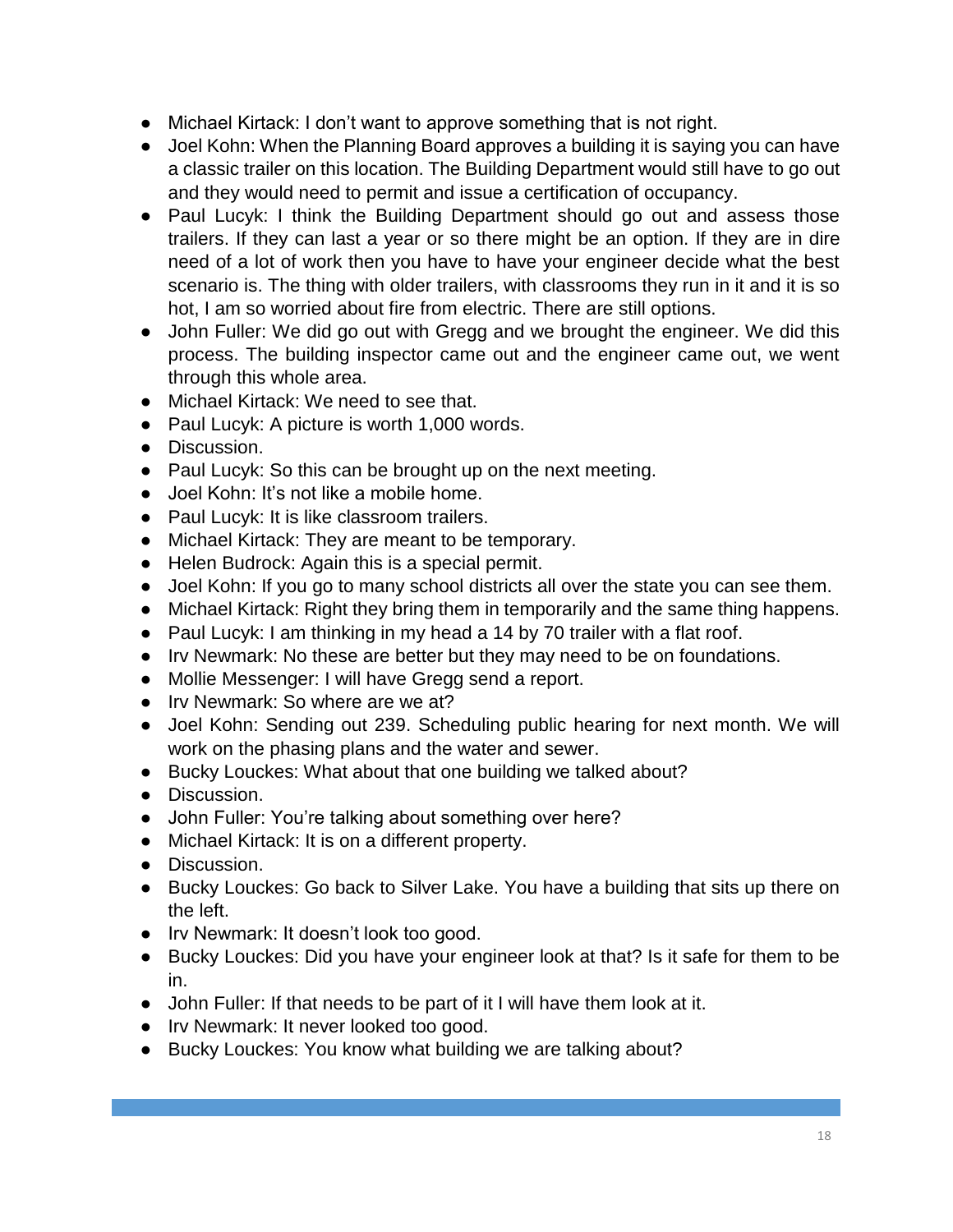- Michael Kirtack: I don't want to approve something that is not right.
- Joel Kohn: When the Planning Board approves a building it is saying you can have a classic trailer on this location. The Building Department would still have to go out and they would need to permit and issue a certification of occupancy.
- Paul Lucyk: I think the Building Department should go out and assess those trailers. If they can last a year or so there might be an option. If they are in dire need of a lot of work then you have to have your engineer decide what the best scenario is. The thing with older trailers, with classrooms they run in it and it is so hot, I am so worried about fire from electric. There are still options.
- John Fuller: We did go out with Gregg and we brought the engineer. We did this process. The building inspector came out and the engineer came out, we went through this whole area.
- Michael Kirtack: We need to see that.
- Paul Lucyk: A picture is worth 1,000 words.
- Discussion.
- Paul Lucyk: So this can be brought up on the next meeting.
- Joel Kohn: It's not like a mobile home.
- Paul Lucyk: It is like classroom trailers.
- Michael Kirtack: They are meant to be temporary.
- Helen Budrock: Again this is a special permit.
- Joel Kohn: If you go to many school districts all over the state you can see them.
- Michael Kirtack: Right they bring them in temporarily and the same thing happens.
- Paul Lucyk: I am thinking in my head a 14 by 70 trailer with a flat roof.
- Irv Newmark: No these are better but they may need to be on foundations.
- Mollie Messenger: I will have Gregg send a report.
- Irv Newmark: So where are we at?
- Joel Kohn: Sending out 239. Scheduling public hearing for next month. We will work on the phasing plans and the water and sewer.
- Bucky Louckes: What about that one building we talked about?
- Discussion.
- John Fuller: You're talking about something over here?
- Michael Kirtack: It is on a different property.
- Discussion.
- Bucky Louckes: Go back to Silver Lake. You have a building that sits up there on the left.
- Irv Newmark: It doesn't look too good.
- Bucky Louckes: Did you have your engineer look at that? Is it safe for them to be in.
- John Fuller: If that needs to be part of it I will have them look at it.
- Irv Newmark: It never looked too good.
- Bucky Louckes: You know what building we are talking about?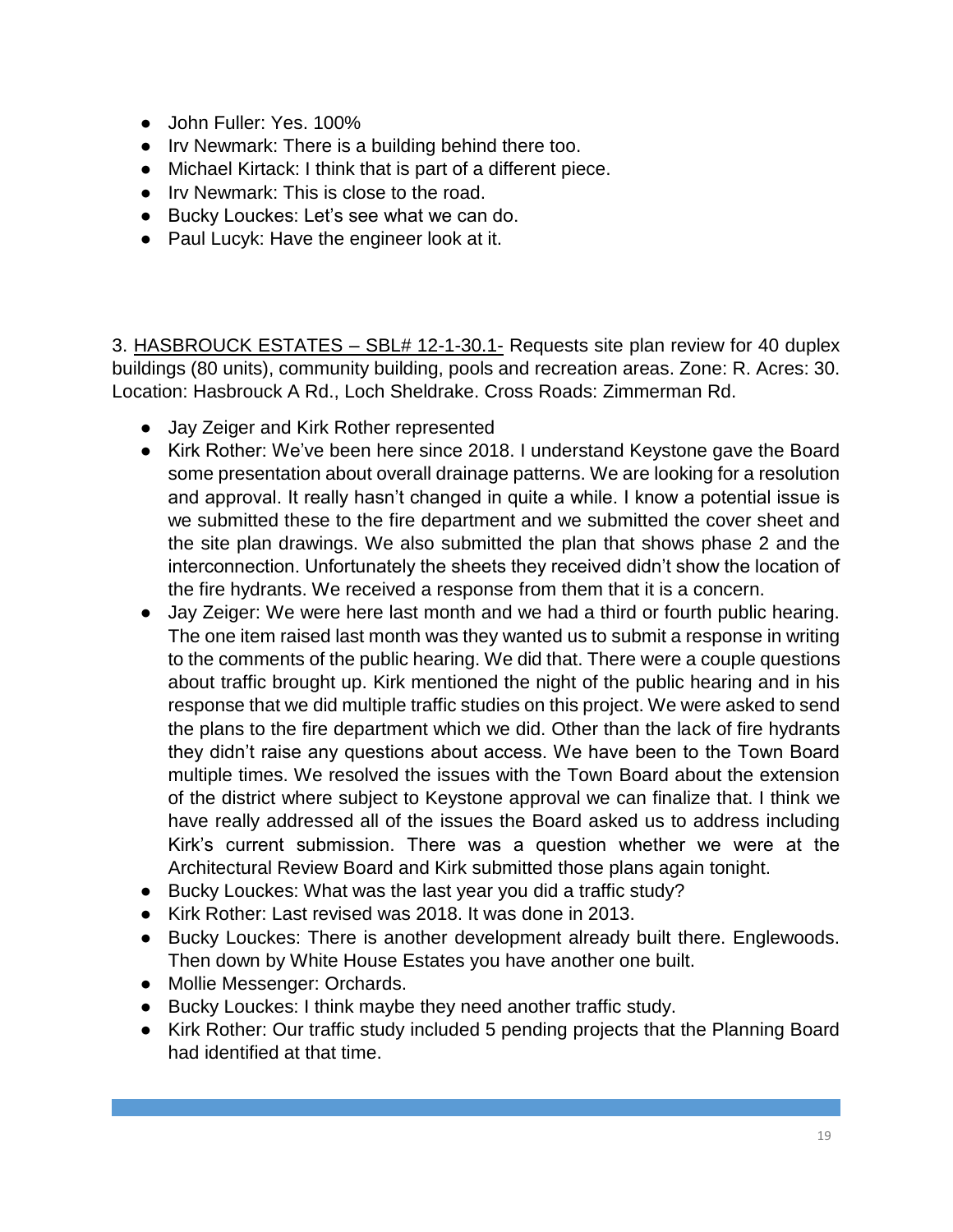- John Fuller: Yes. 100%
- Irv Newmark: There is a building behind there too.
- Michael Kirtack: I think that is part of a different piece.
- Irv Newmark: This is close to the road.
- Bucky Louckes: Let's see what we can do.
- Paul Lucyk: Have the engineer look at it.

3. <u>HASBROUCK ESTATES – SBL# 12-1-30.1-</u> Requests site plan review for 40 duplex buildings (80 units), community building, pools and recreation areas. Zone: R. Acres: 30. Location: Hasbrouck A Rd., Loch Sheldrake. Cross Roads: Zimmerman Rd.

- Jay Zeiger and Kirk Rother represented
- Kirk Rother: We've been here since 2018. I understand Keystone gave the Board some presentation about overall drainage patterns. We are looking for a resolution and approval. It really hasn't changed in quite a while. I know a potential issue is we submitted these to the fire department and we submitted the cover sheet and the site plan drawings. We also submitted the plan that shows phase 2 and the interconnection. Unfortunately the sheets they received didn't show the location of the fire hydrants. We received a response from them that it is a concern.
- Jay Zeiger: We were here last month and we had a third or fourth public hearing. The one item raised last month was they wanted us to submit a response in writing to the comments of the public hearing. We did that. There were a couple questions about traffic brought up. Kirk mentioned the night of the public hearing and in his response that we did multiple traffic studies on this project. We were asked to send the plans to the fire department which we did. Other than the lack of fire hydrants they didn't raise any questions about access. We have been to the Town Board multiple times. We resolved the issues with the Town Board about the extension of the district where subject to Keystone approval we can finalize that. I think we have really addressed all of the issues the Board asked us to address including Kirk's current submission. There was a question whether we were at the Architectural Review Board and Kirk submitted those plans again tonight.
- Bucky Louckes: What was the last year you did a traffic study?
- Kirk Rother: Last revised was 2018. It was done in 2013.
- Bucky Louckes: There is another development already built there. Englewoods. Then down by White House Estates you have another one built.
- Mollie Messenger: Orchards.
- Bucky Louckes: I think maybe they need another traffic study.
- Kirk Rother: Our traffic study included 5 pending projects that the Planning Board had identified at that time.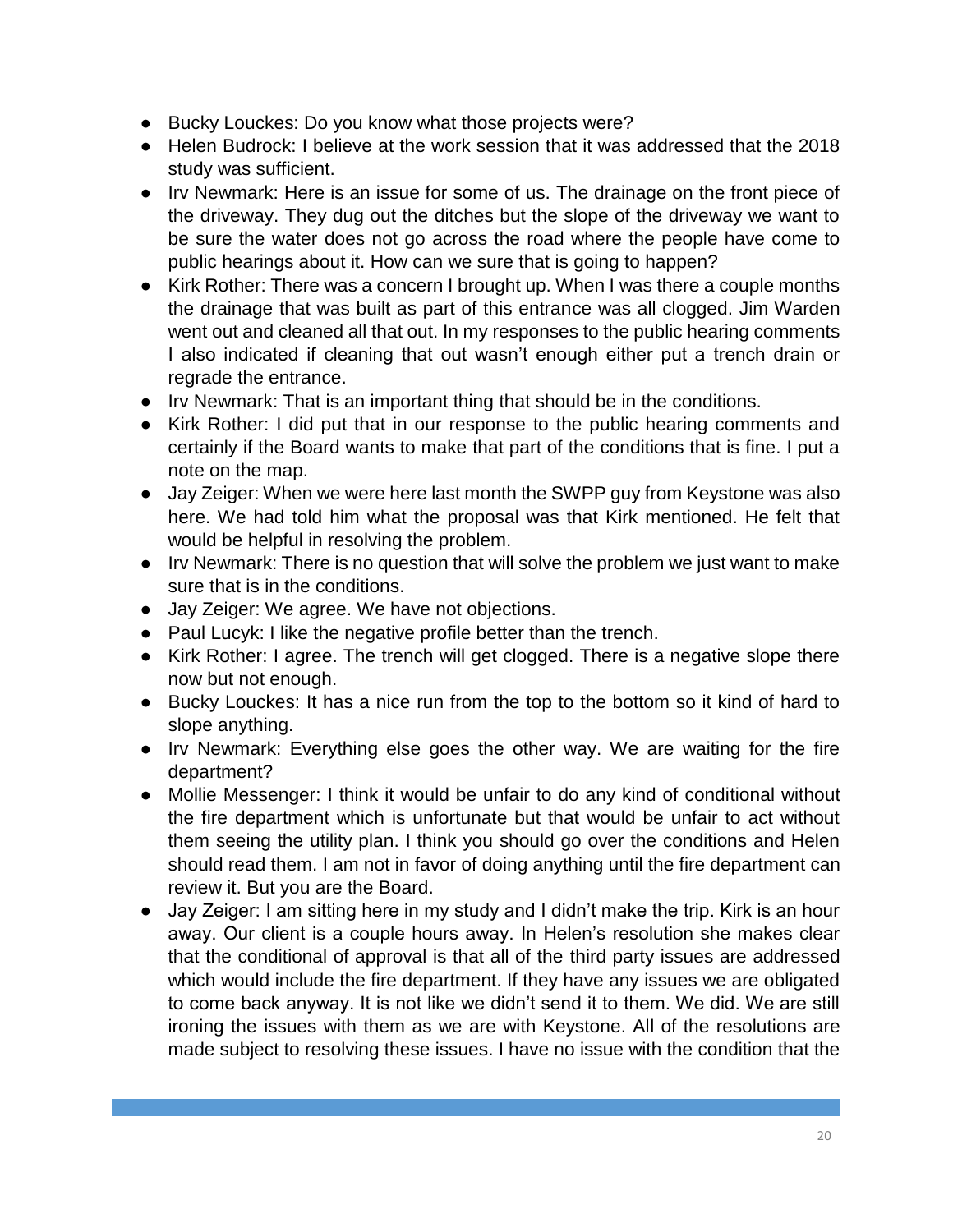- Bucky Louckes: Do you know what those projects were?
- Helen Budrock: I believe at the work session that it was addressed that the 2018 study was sufficient.
- Irv Newmark: Here is an issue for some of us. The drainage on the front piece of the driveway. They dug out the ditches but the slope of the driveway we want to be sure the water does not go across the road where the people have come to public hearings about it. How can we sure that is going to happen?
- Kirk Rother: There was a concern I brought up. When I was there a couple months the drainage that was built as part of this entrance was all clogged. Jim Warden went out and cleaned all that out. In my responses to the public hearing comments I also indicated if cleaning that out wasn't enough either put a trench drain or regrade the entrance.
- Irv Newmark: That is an important thing that should be in the conditions.
- Kirk Rother: I did put that in our response to the public hearing comments and certainly if the Board wants to make that part of the conditions that is fine. I put a note on the map.
- Jay Zeiger: When we were here last month the SWPP guy from Keystone was also here. We had told him what the proposal was that Kirk mentioned. He felt that would be helpful in resolving the problem.
- Irv Newmark: There is no question that will solve the problem we just want to make sure that is in the conditions.
- Jay Zeiger: We agree. We have not objections.
- Paul Lucyk: I like the negative profile better than the trench.
- Kirk Rother: I agree. The trench will get clogged. There is a negative slope there now but not enough.
- Bucky Louckes: It has a nice run from the top to the bottom so it kind of hard to slope anything.
- Irv Newmark: Everything else goes the other way. We are waiting for the fire department?
- Mollie Messenger: I think it would be unfair to do any kind of conditional without the fire department which is unfortunate but that would be unfair to act without them seeing the utility plan. I think you should go over the conditions and Helen should read them. I am not in favor of doing anything until the fire department can review it. But you are the Board.
- Jay Zeiger: I am sitting here in my study and I didn't make the trip. Kirk is an hour away. Our client is a couple hours away. In Helen's resolution she makes clear that the conditional of approval is that all of the third party issues are addressed which would include the fire department. If they have any issues we are obligated to come back anyway. It is not like we didn't send it to them. We did. We are still ironing the issues with them as we are with Keystone. All of the resolutions are made subject to resolving these issues. I have no issue with the condition that the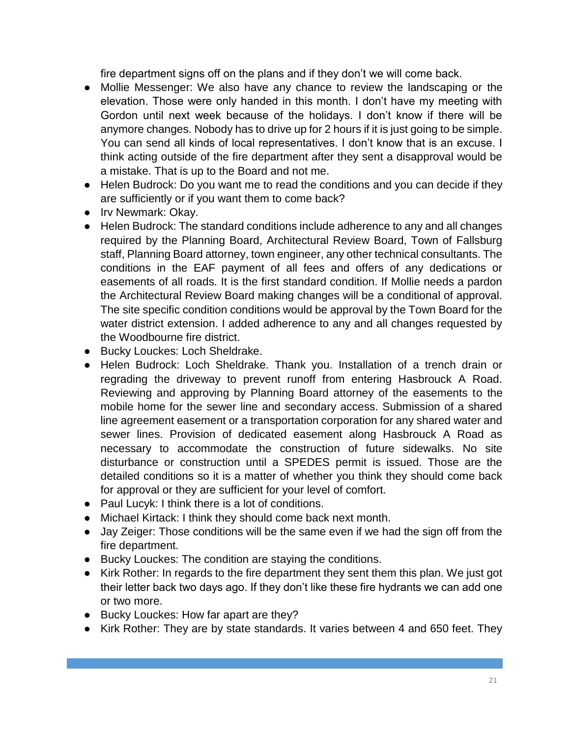fire department signs off on the plans and if they don't we will come back.

- Mollie Messenger: We also have any chance to review the landscaping or the elevation. Those were only handed in this month. I don't have my meeting with Gordon until next week because of the holidays. I don't know if there will be anymore changes. Nobody has to drive up for 2 hours if it is just going to be simple. You can send all kinds of local representatives. I don't know that is an excuse. I think acting outside of the fire department after they sent a disapproval would be a mistake. That is up to the Board and not me.
- Helen Budrock: Do you want me to read the conditions and you can decide if they are sufficiently or if you want them to come back?
- Irv Newmark: Okay.
- Helen Budrock: The standard conditions include adherence to any and all changes required by the Planning Board, Architectural Review Board, Town of Fallsburg staff, Planning Board attorney, town engineer, any other technical consultants. The conditions in the EAF payment of all fees and offers of any dedications or easements of all roads. It is the first standard condition. If Mollie needs a pardon the Architectural Review Board making changes will be a conditional of approval. The site specific condition conditions would be approval by the Town Board for the water district extension. I added adherence to any and all changes requested by the Woodbourne fire district.
- Bucky Louckes: Loch Sheldrake.
- Helen Budrock: Loch Sheldrake. Thank you. Installation of a trench drain or regrading the driveway to prevent runoff from entering Hasbrouck A Road. Reviewing and approving by Planning Board attorney of the easements to the mobile home for the sewer line and secondary access. Submission of a shared line agreement easement or a transportation corporation for any shared water and sewer lines. Provision of dedicated easement along Hasbrouck A Road as necessary to accommodate the construction of future sidewalks. No site disturbance or construction until a SPEDES permit is issued. Those are the detailed conditions so it is a matter of whether you think they should come back for approval or they are sufficient for your level of comfort.
- Paul Lucyk: I think there is a lot of conditions.
- Michael Kirtack: I think they should come back next month.
- Jay Zeiger: Those conditions will be the same even if we had the sign off from the fire department.
- Bucky Louckes: The condition are staying the conditions.
- Kirk Rother: In regards to the fire department they sent them this plan. We just got their letter back two days ago. If they don't like these fire hydrants we can add one or two more.
- Bucky Louckes: How far apart are they?
- Kirk Rother: They are by state standards. It varies between 4 and 650 feet. They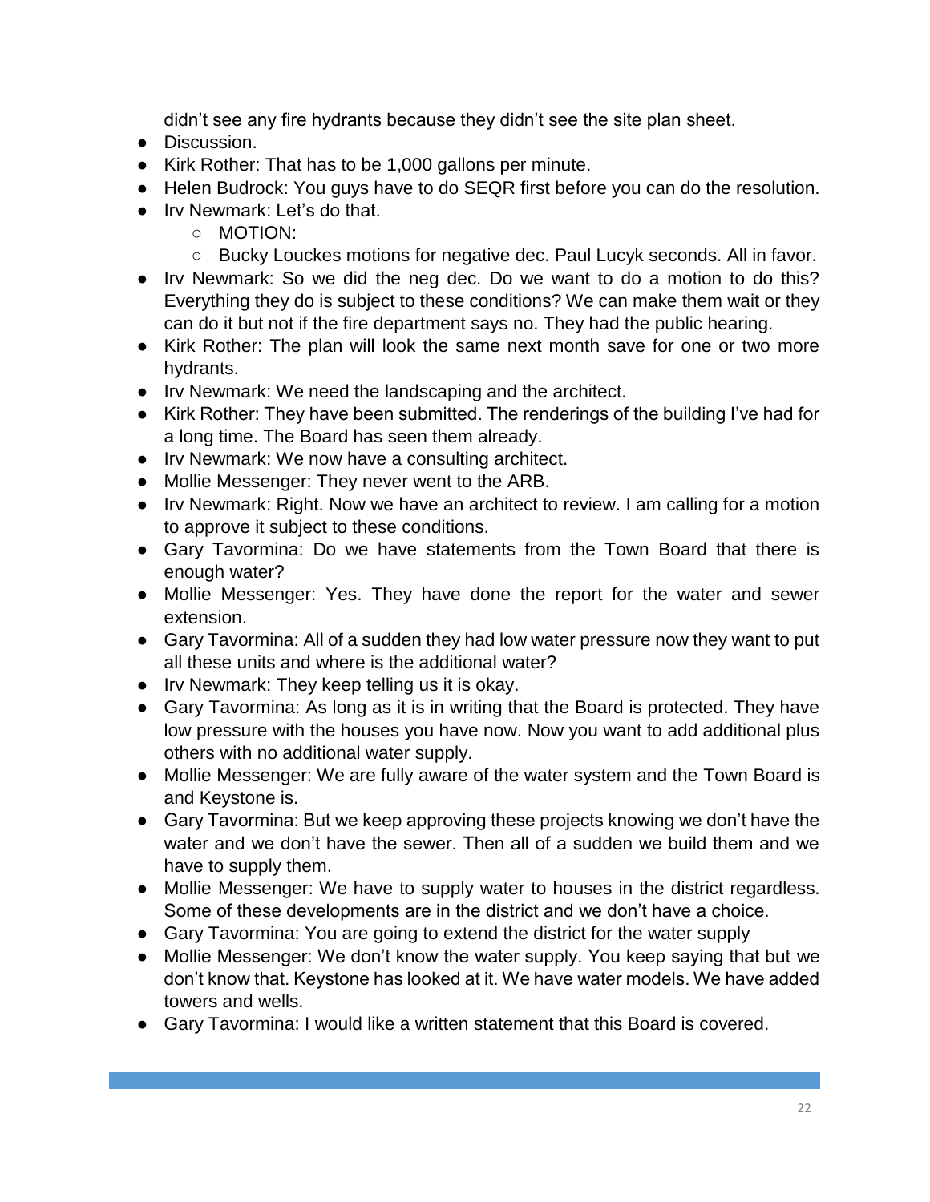didn't see any fire hydrants because they didn't see the site plan sheet.

- Discussion.
- Kirk Rother: That has to be 1,000 gallons per minute.
- Helen Budrock: You guys have to do SEQR first before you can do the resolution.
- Irv Newmark: Let's do that.
    - MOTION:
    - Bucky Louckes motions for negative dec. Paul Lucyk seconds. All in favor.
- Irv Newmark: So we did the neg dec. Do we want to do a motion to do this? Everything they do is subject to these conditions? We can make them wait or they can do it but not if the fire department says no. They had the public hearing.
- Kirk Rother: The plan will look the same next month save for one or two more hydrants.
- Irv Newmark: We need the landscaping and the architect.
- Kirk Rother: They have been submitted. The renderings of the building I've had for a long time. The Board has seen them already.
- Irv Newmark: We now have a consulting architect.
- Mollie Messenger: They never went to the ARB.
- Irv Newmark: Right. Now we have an architect to review. I am calling for a motion to approve it subject to these conditions.
- Gary Tavormina: Do we have statements from the Town Board that there is enough water?
- Mollie Messenger: Yes. They have done the report for the water and sewer extension.
- Gary Tavormina: All of a sudden they had low water pressure now they want to put all these units and where is the additional water?
- Irv Newmark: They keep telling us it is okay.
- Gary Tavormina: As long as it is in writing that the Board is protected. They have low pressure with the houses you have now. Now you want to add additional plus others with no additional water supply.
- Mollie Messenger: We are fully aware of the water system and the Town Board is and Keystone is.
- Gary Tavormina: But we keep approving these projects knowing we don't have the water and we don't have the sewer. Then all of a sudden we build them and we have to supply them.
- Mollie Messenger: We have to supply water to houses in the district regardless. Some of these developments are in the district and we don't have a choice.
- Gary Tavormina: You are going to extend the district for the water supply
- Mollie Messenger: We don't know the water supply. You keep saying that but we don't know that. Keystone has looked at it. We have water models. We have added towers and wells.
- Gary Tavormina: I would like a written statement that this Board is covered.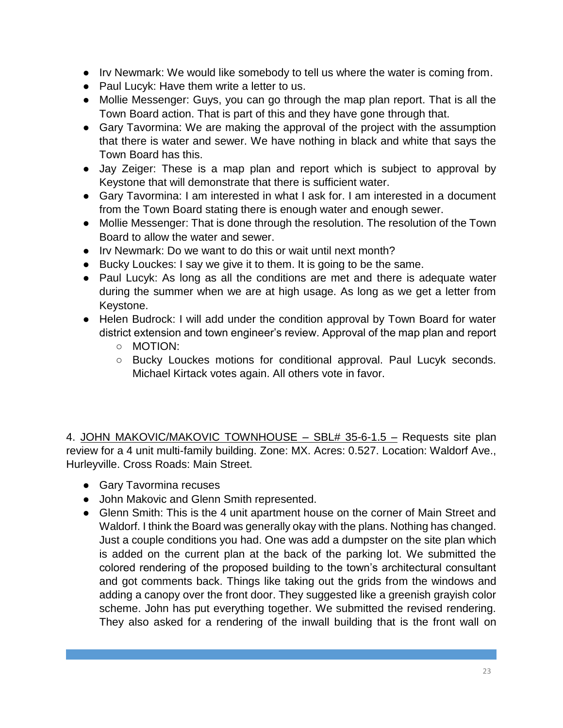- Irv Newmark: We would like somebody to tell us where the water is coming from.
- Paul Lucyk: Have them write a letter to us.
- Mollie Messenger: Guys, you can go through the map plan report. That is all the Town Board action. That is part of this and they have gone through that.
- Gary Tavormina: We are making the approval of the project with the assumption that there is water and sewer. We have nothing in black and white that says the Town Board has this.
- Jay Zeiger: These is a map plan and report which is subject to approval by Keystone that will demonstrate that there is sufficient water.
- Gary Tavormina: I am interested in what I ask for. I am interested in a document from the Town Board stating there is enough water and enough sewer.
- Mollie Messenger: That is done through the resolution. The resolution of the Town Board to allow the water and sewer.
- Irv Newmark: Do we want to do this or wait until next month?
- Bucky Louckes: I say we give it to them. It is going to be the same.
- Paul Lucyk: As long as all the conditions are met and there is adequate water during the summer when we are at high usage. As long as we get a letter from Keystone.
- Helen Budrock: I will add under the condition approval by Town Board for water district extension and town engineer's review. Approval of the map plan and report
    - MOTION:
    - Bucky Louckes motions for conditional approval. Paul Lucyk seconds. Michael Kirtack votes again. All others vote in favor.

4. JOHN MAKOVIC/MAKOVIC TOWNHOUSE – SBL# 35-6-1.5 – Requests site plan review for a 4 unit multi-family building. Zone: MX. Acres: 0.527. Location: Waldorf Ave., Hurleyville. Cross Roads: Main Street.

- Gary Tavormina recuses
- John Makovic and Glenn Smith represented.
- Glenn Smith: This is the 4 unit apartment house on the corner of Main Street and Waldorf. I think the Board was generally okay with the plans. Nothing has changed. Just a couple conditions you had. One was add a dumpster on the site plan which is added on the current plan at the back of the parking lot. We submitted the colored rendering of the proposed building to the town's architectural consultant and got comments back. Things like taking out the grids from the windows and adding a canopy over the front door. They suggested like a greenish grayish color scheme. John has put everything together. We submitted the revised rendering. They also asked for a rendering of the inwall building that is the front wall on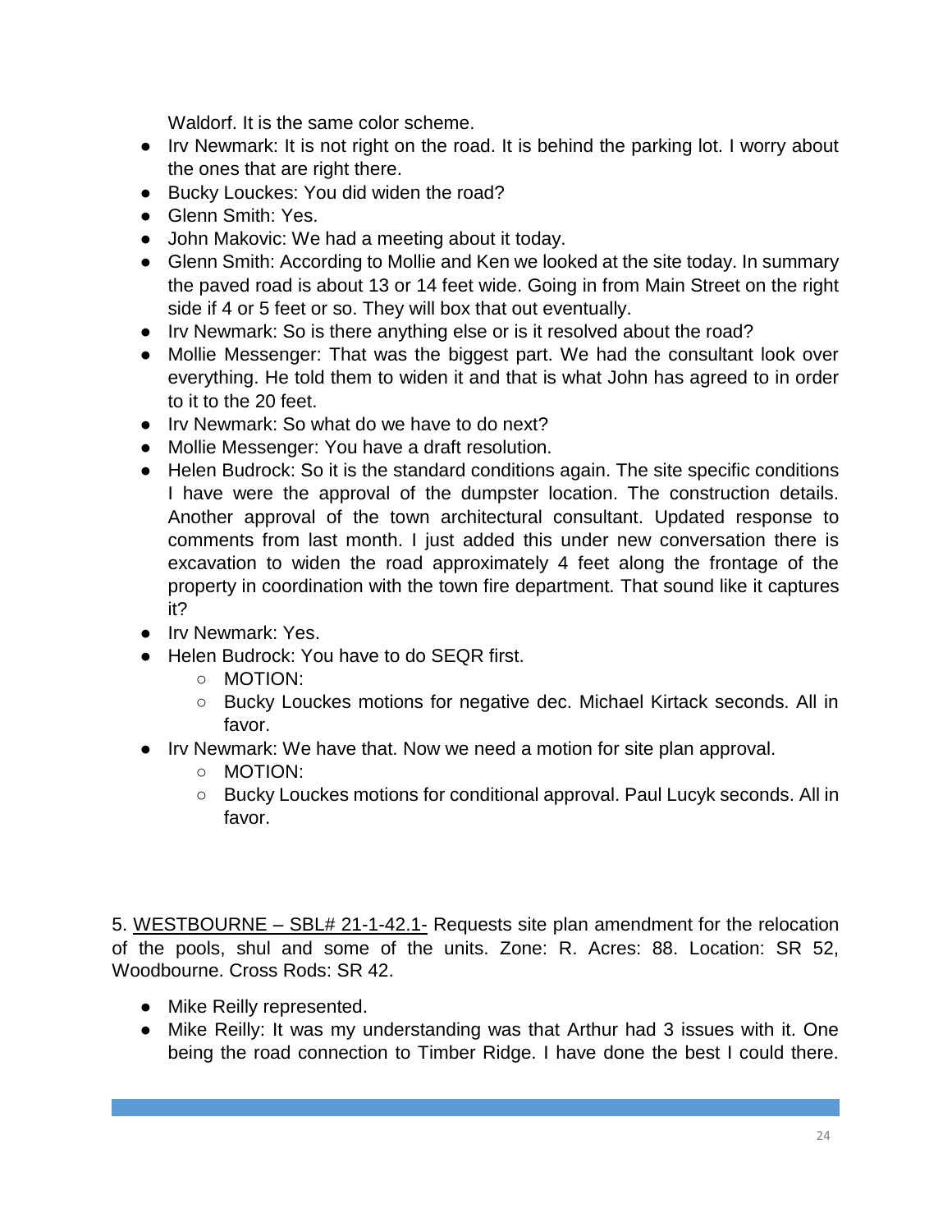Waldorf. It is the same color scheme.

- Irv Newmark: It is not right on the road. It is behind the parking lot. I worry about the ones that are right there.
- Bucky Louckes: You did widen the road?
- Glenn Smith: Yes.
- John Makovic: We had a meeting about it today.
- Glenn Smith: According to Mollie and Ken we looked at the site today. In summary the paved road is about 13 or 14 feet wide. Going in from Main Street on the right side if 4 or 5 feet or so. They will box that out eventually.
- Irv Newmark: So is there anything else or is it resolved about the road?
- Mollie Messenger: That was the biggest part. We had the consultant look over everything. He told them to widen it and that is what John has agreed to in order to it to the 20 feet.
- Irv Newmark: So what do we have to do next?
- Mollie Messenger: You have a draft resolution.
- Helen Budrock: So it is the standard conditions again. The site specific conditions I have were the approval of the dumpster location. The construction details. Another approval of the town architectural consultant. Updated response to comments from last month. I just added this under new conversation there is excavation to widen the road approximately 4 feet along the frontage of the property in coordination with the town fire department. That sound like it captures it?
- Irv Newmark: Yes.
- Helen Budrock: You have to do SEQR first.
  - MOTION:
  - Bucky Louckes motions for negative dec. Michael Kirtack seconds. All in favor.
- Irv Newmark: We have that. Now we need a motion for site plan approval.
  - MOTION:
  - Bucky Louckes motions for conditional approval. Paul Lucyk seconds. All in favor.

5. <u>WESTBOURNE – SBL# 21-1-42.1-</u> Requests site plan amendment for the relocation of the pools, shul and some of the units. Zone: R. Acres: 88. Location: SR 52, Woodbourne. Cross Rods: SR 42.

- Mike Reilly represented.
- Mike Reilly: It was my understanding was that Arthur had 3 issues with it. One being the road connection to Timber Ridge. I have done the best I could there.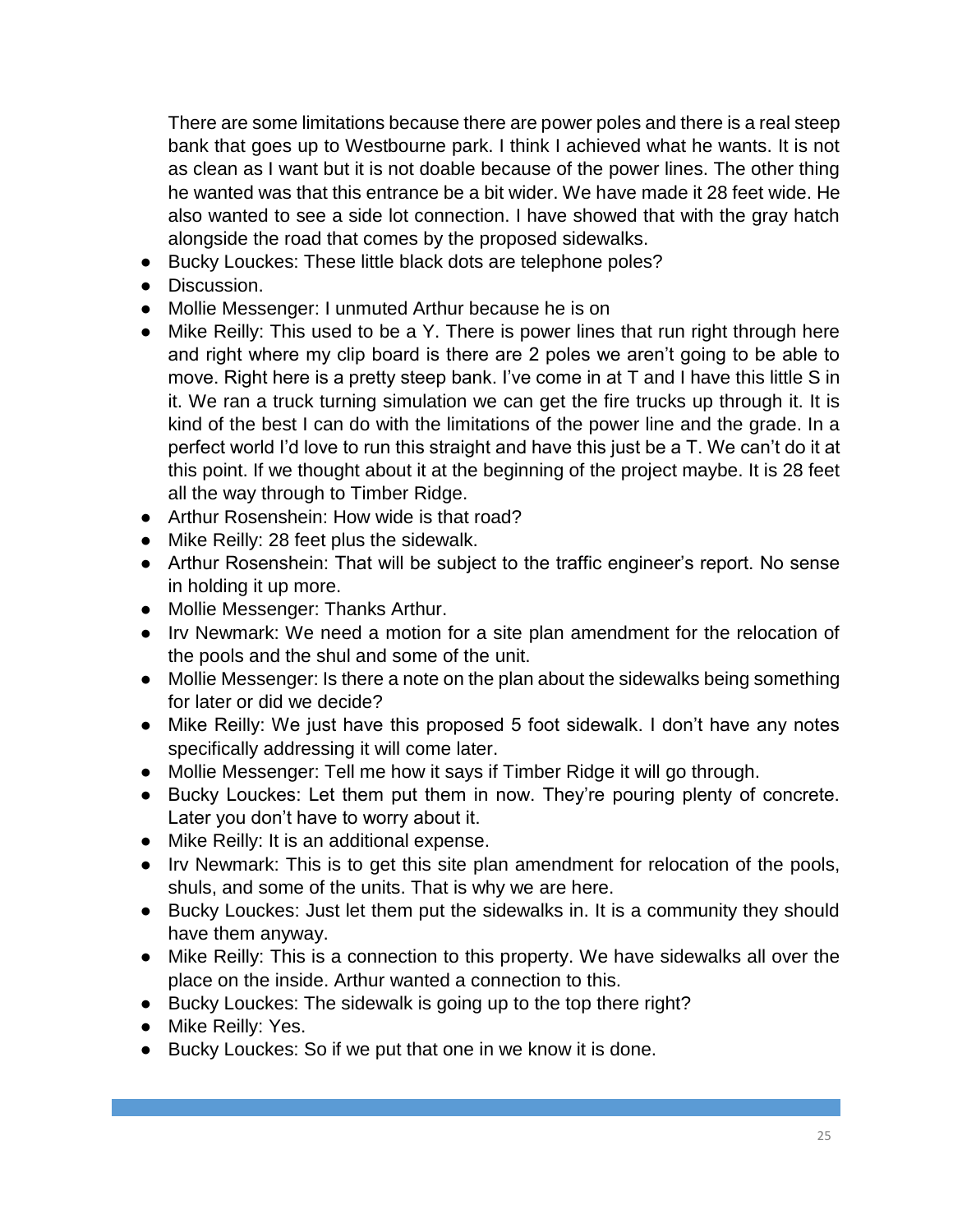There are some limitations because there are power poles and there is a real steep bank that goes up to Westbourne park. I think I achieved what he wants. It is not as clean as I want but it is not doable because of the power lines. The other thing he wanted was that this entrance be a bit wider. We have made it 28 feet wide. He also wanted to see a side lot connection. I have showed that with the gray hatch alongside the road that comes by the proposed sidewalks.

- Bucky Louckes: These little black dots are telephone poles?
- Discussion.
- Mollie Messenger: I unmuted Arthur because he is on
- Mike Reilly: This used to be a Y. There is power lines that run right through here and right where my clip board is there are 2 poles we aren't going to be able to move. Right here is a pretty steep bank. I've come in at T and I have this little S in it. We ran a truck turning simulation we can get the fire trucks up through it. It is kind of the best I can do with the limitations of the power line and the grade. In a perfect world I'd love to run this straight and have this just be a T. We can't do it at this point. If we thought about it at the beginning of the project maybe. It is 28 feet all the way through to Timber Ridge.
- Arthur Rosenshein: How wide is that road?
- Mike Reilly: 28 feet plus the sidewalk.
- Arthur Rosenshein: That will be subject to the traffic engineer's report. No sense in holding it up more.
- Mollie Messenger: Thanks Arthur.
- Irv Newmark: We need a motion for a site plan amendment for the relocation of the pools and the shul and some of the unit.
- Mollie Messenger: Is there a note on the plan about the sidewalks being something for later or did we decide?
- Mike Reilly: We just have this proposed 5 foot sidewalk. I don't have any notes specifically addressing it will come later.
- Mollie Messenger: Tell me how it says if Timber Ridge it will go through.
- Bucky Louckes: Let them put them in now. They're pouring plenty of concrete. Later you don't have to worry about it.
- Mike Reilly: It is an additional expense.
- Irv Newmark: This is to get this site plan amendment for relocation of the pools, shuls, and some of the units. That is why we are here.
- Bucky Louckes: Just let them put the sidewalks in. It is a community they should have them anyway.
- Mike Reilly: This is a connection to this property. We have sidewalks all over the place on the inside. Arthur wanted a connection to this.
- Bucky Louckes: The sidewalk is going up to the top there right?
- Mike Reilly: Yes.
- Bucky Louckes: So if we put that one in we know it is done.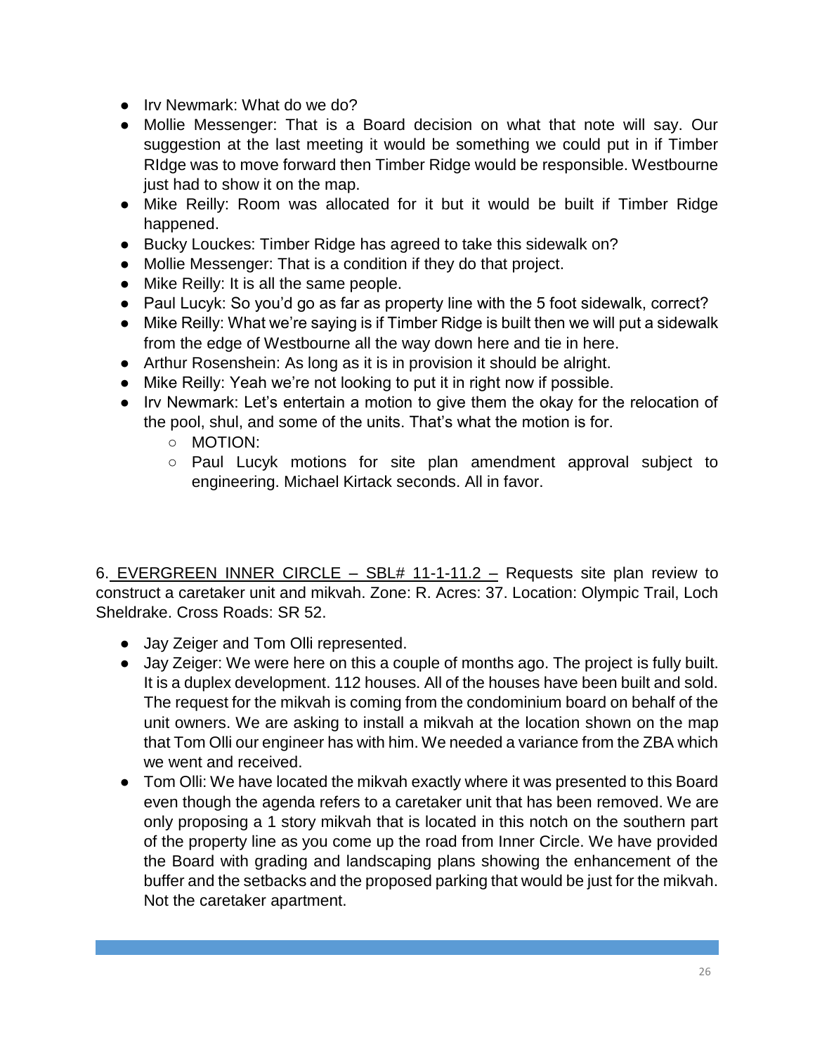- Irv Newmark: What do we do?
- Mollie Messenger: That is a Board decision on what that note will say. Our suggestion at the last meeting it would be something we could put in if Timber RIdge was to move forward then Timber Ridge would be responsible. Westbourne just had to show it on the map.
- Mike Reilly: Room was allocated for it but it would be built if Timber Ridge happened.
- Bucky Louckes: Timber Ridge has agreed to take this sidewalk on?
- Mollie Messenger: That is a condition if they do that project.
- Mike Reilly: It is all the same people.
- Paul Lucyk: So you'd go as far as property line with the 5 foot sidewalk, correct?
- Mike Reilly: What we're saying is if Timber Ridge is built then we will put a sidewalk from the edge of Westbourne all the way down here and tie in here.
- Arthur Rosenshein: As long as it is in provision it should be alright.
- Mike Reilly: Yeah we're not looking to put it in right now if possible.
- Irv Newmark: Let's entertain a motion to give them the okay for the relocation of the pool, shul, and some of the units. That's what the motion is for.
  - MOTION:
  - Paul Lucyk motions for site plan amendment approval subject to engineering. Michael Kirtack seconds. All in favor.

6. <u>EVERGREEN INNER CIRCLE – SBL# 11-1-11.2 –</u> Requests site plan review to construct a caretaker unit and mikvah. Zone: R. Acres: 37. Location: Olympic Trail, Loch Sheldrake. Cross Roads: SR 52.

- Jay Zeiger and Tom Olli represented.
- Jay Zeiger: We were here on this a couple of months ago. The project is fully built. It is a duplex development. 112 houses. All of the houses have been built and sold. The request for the mikvah is coming from the condominium board on behalf of the unit owners. We are asking to install a mikvah at the location shown on the map that Tom Olli our engineer has with him. We needed a variance from the ZBA which we went and received.
- Tom Olli: We have located the mikvah exactly where it was presented to this Board even though the agenda refers to a caretaker unit that has been removed. We are only proposing a 1 story mikvah that is located in this notch on the southern part of the property line as you come up the road from Inner Circle. We have provided the Board with grading and landscaping plans showing the enhancement of the buffer and the setbacks and the proposed parking that would be just for the mikvah. Not the caretaker apartment.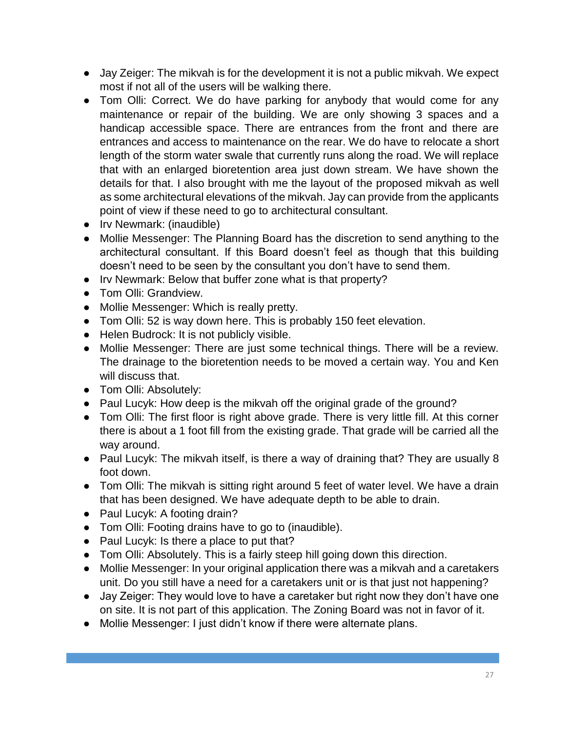- Jay Zeiger: The mikvah is for the development it is not a public mikvah. We expect most if not all of the users will be walking there.
- Tom Olli: Correct. We do have parking for anybody that would come for any maintenance or repair of the building. We are only showing 3 spaces and a handicap accessible space. There are entrances from the front and there are entrances and access to maintenance on the rear. We do have to relocate a short length of the storm water swale that currently runs along the road. We will replace that with an enlarged bioretention area just down stream. We have shown the details for that. I also brought with me the layout of the proposed mikvah as well as some architectural elevations of the mikvah. Jay can provide from the applicants point of view if these need to go to architectural consultant.
- Irv Newmark: (inaudible)
- Mollie Messenger: The Planning Board has the discretion to send anything to the architectural consultant. If this Board doesn't feel as though that this building doesn't need to be seen by the consultant you don't have to send them.
- Irv Newmark: Below that buffer zone what is that property?
- Tom Olli: Grandview.
- Mollie Messenger: Which is really pretty.
- Tom Olli: 52 is way down here. This is probably 150 feet elevation.
- Helen Budrock: It is not publicly visible.
- Mollie Messenger: There are just some technical things. There will be a review. The drainage to the bioretention needs to be moved a certain way. You and Ken will discuss that.
- Tom Olli: Absolutely:
- Paul Lucyk: How deep is the mikvah off the original grade of the ground?
- Tom Olli: The first floor is right above grade. There is very little fill. At this corner there is about a 1 foot fill from the existing grade. That grade will be carried all the way around.
- Paul Lucyk: The mikvah itself, is there a way of draining that? They are usually 8 foot down.
- Tom Olli: The mikvah is sitting right around 5 feet of water level. We have a drain that has been designed. We have adequate depth to be able to drain.
- Paul Lucyk: A footing drain?
- Tom Olli: Footing drains have to go to (inaudible).
- Paul Lucyk: Is there a place to put that?
- Tom Olli: Absolutely. This is a fairly steep hill going down this direction.
- Mollie Messenger: In your original application there was a mikvah and a caretakers unit. Do you still have a need for a caretakers unit or is that just not happening?
- Jay Zeiger: They would love to have a caretaker but right now they don't have one on site. It is not part of this application. The Zoning Board was not in favor of it.
- Mollie Messenger: I just didn't know if there were alternate plans.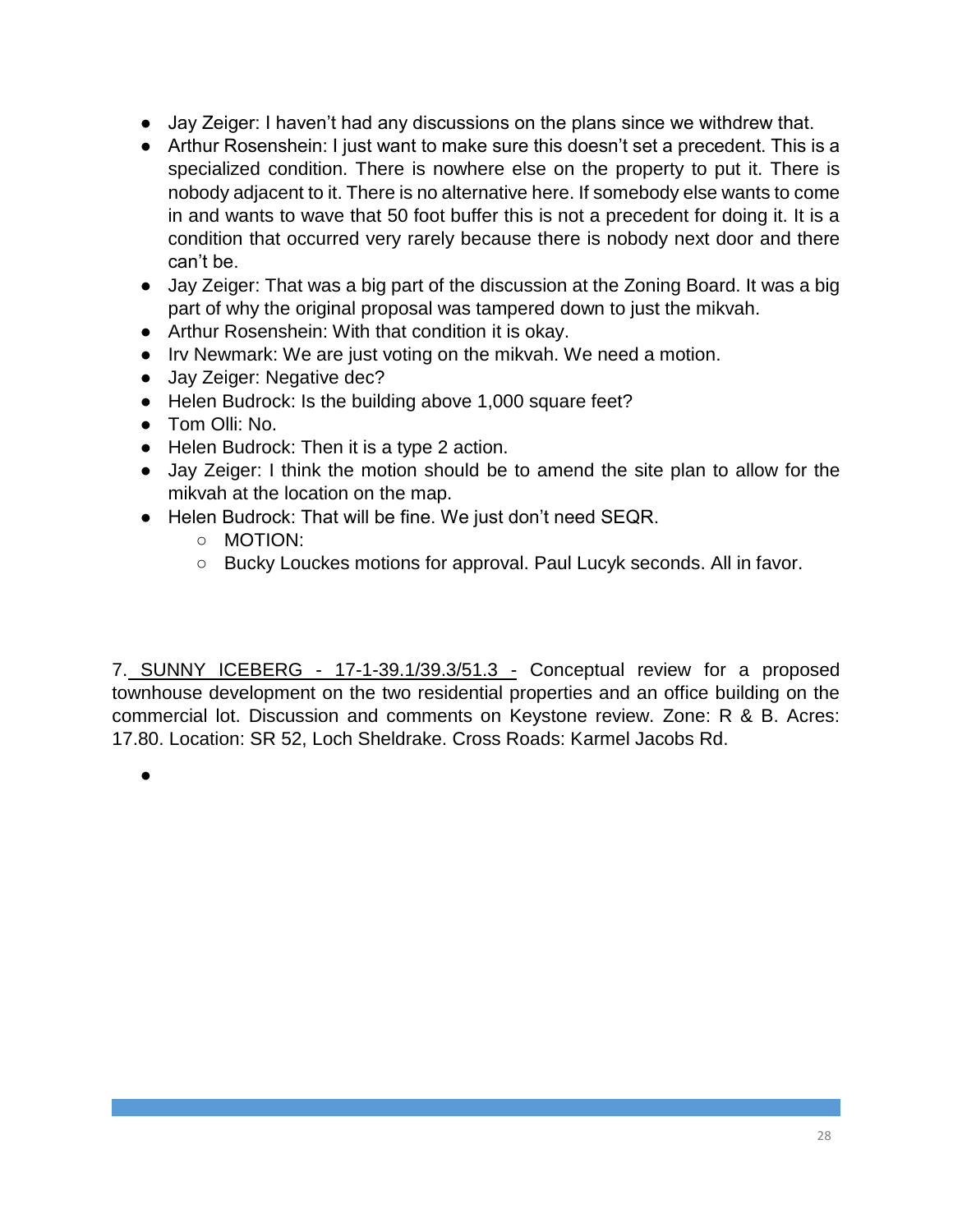- Jay Zeiger: I haven't had any discussions on the plans since we withdrew that.
- Arthur Rosenshein: I just want to make sure this doesn't set a precedent. This is a specialized condition. There is nowhere else on the property to put it. There is nobody adjacent to it. There is no alternative here. If somebody else wants to come in and wants to wave that 50 foot buffer this is not a precedent for doing it. It is a condition that occurred very rarely because there is nobody next door and there can't be.
- Jay Zeiger: That was a big part of the discussion at the Zoning Board. It was a big part of why the original proposal was tampered down to just the mikvah.
- Arthur Rosenshein: With that condition it is okay.
- Irv Newmark: We are just voting on the mikvah. We need a motion.
- Jay Zeiger: Negative dec?
- Helen Budrock: Is the building above 1,000 square feet?
- Tom Olli: No.
- Helen Budrock: Then it is a type 2 action.
- Jay Zeiger: I think the motion should be to amend the site plan to allow for the mikvah at the location on the map.
- Helen Budrock: That will be fine. We just don't need SEQR.
    - MOTION:
    - Bucky Louckes motions for approval. Paul Lucyk seconds. All in favor.

7. <u>SUNNY ICEBERG - 17-1-39.1/39.3/51.3 -</u> Conceptual review for a proposed townhouse development on the two residential properties and an office building on the commercial lot. Discussion and comments on Keystone review. Zone: R & B. Acres: 17.80. Location: SR 52, Loch Sheldrake. Cross Roads: Karmel Jacobs Rd.

-